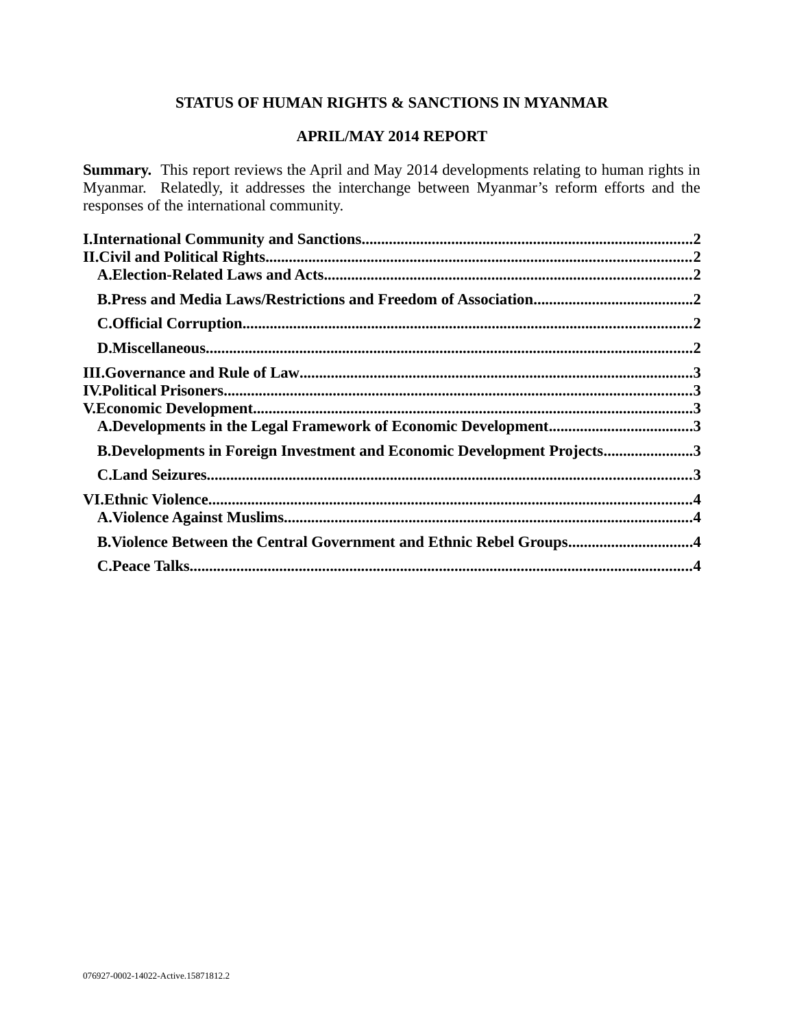**STATUS OF HUMAN RIGHTS & SANCTIONS IN MYANMAR**

**APRIL/MAY 2014 REPORT**

**Summary.** This report reviews the April and May 2014 developments relating to human rights in Myanmar. Relatedly, it addresses the interchange between Myanmar's reform efforts and the responses of the international community.

**I.International Community and Sanctions....................................................................................2**
**II.Civil and Political Rights............................................................................................................2**
  **A.Election-Related Laws and Acts..............................................................................................2**
  **B.Press and Media Laws/Restrictions and Freedom of Association........................................2**
  **C.Official Corruption...................................................................................................................2**
  **D.Miscellaneous............................................................................................................................2**
**III.Governance and Rule of Law....................................................................................................3**
**IV.Political Prisoners.......................................................................................................................3**
**V.Economic Development................................................................................................................3**
  **A.Developments in the Legal Framework of Economic Development.....................................3**
  **B.Developments in Foreign Investment and Economic Development Projects.......................3**
  **C.Land Seizures............................................................................................................................3**
**VI.Ethnic Violence...........................................................................................................................4**
  **A.Violence Against Muslims........................................................................................................4**
  **B.Violence Between the Central Government and Ethnic Rebel Groups................................4**
  **C.Peace Talks................................................................................................................................4**

076927-0002-14022-Active.15871812.2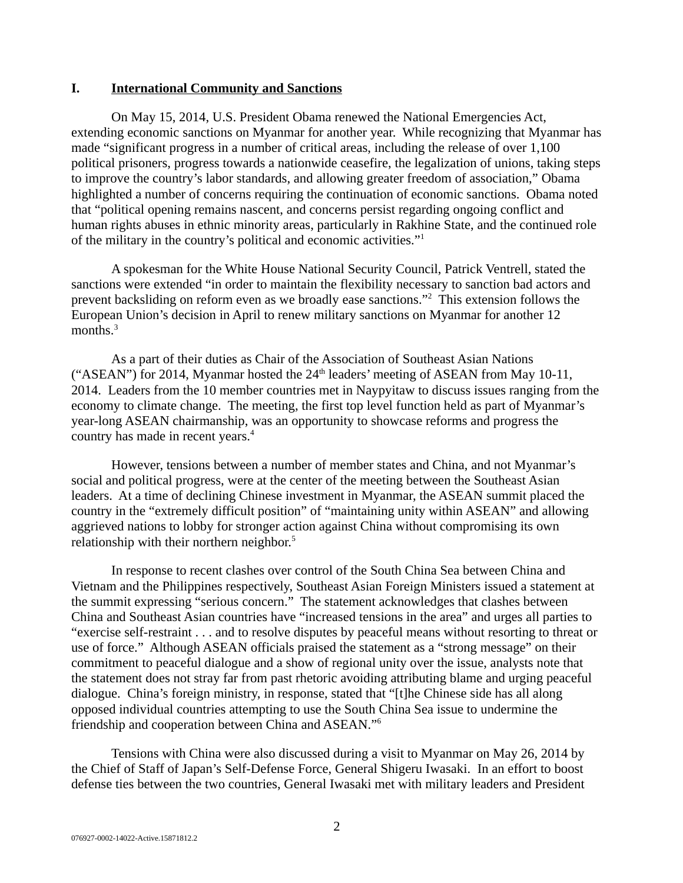## I. International Community and Sanctions

On May 15, 2014, U.S. President Obama renewed the National Emergencies Act, extending economic sanctions on Myanmar for another year. While recognizing that Myanmar has made "significant progress in a number of critical areas, including the release of over 1,100 political prisoners, progress towards a nationwide ceasefire, the legalization of unions, taking steps to improve the country's labor standards, and allowing greater freedom of association," Obama highlighted a number of concerns requiring the continuation of economic sanctions. Obama noted that "political opening remains nascent, and concerns persist regarding ongoing conflict and human rights abuses in ethnic minority areas, particularly in Rakhine State, and the continued role of the military in the country's political and economic activities."[1]

A spokesman for the White House National Security Council, Patrick Ventrell, stated the sanctions were extended "in order to maintain the flexibility necessary to sanction bad actors and prevent backsliding on reform even as we broadly ease sanctions."[2] This extension follows the European Union's decision in April to renew military sanctions on Myanmar for another 12 months.[3]

As a part of their duties as Chair of the Association of Southeast Asian Nations ("ASEAN") for 2014, Myanmar hosted the 24th leaders' meeting of ASEAN from May 10-11, 2014. Leaders from the 10 member countries met in Naypyitaw to discuss issues ranging from the economy to climate change. The meeting, the first top level function held as part of Myanmar's year-long ASEAN chairmanship, was an opportunity to showcase reforms and progress the country has made in recent years.[4]

However, tensions between a number of member states and China, and not Myanmar's social and political progress, were at the center of the meeting between the Southeast Asian leaders. At a time of declining Chinese investment in Myanmar, the ASEAN summit placed the country in the "extremely difficult position" of "maintaining unity within ASEAN" and allowing aggrieved nations to lobby for stronger action against China without compromising its own relationship with their northern neighbor.[5]

In response to recent clashes over control of the South China Sea between China and Vietnam and the Philippines respectively, Southeast Asian Foreign Ministers issued a statement at the summit expressing "serious concern." The statement acknowledges that clashes between China and Southeast Asian countries have "increased tensions in the area" and urges all parties to "exercise self-restraint . . . and to resolve disputes by peaceful means without resorting to threat or use of force." Although ASEAN officials praised the statement as a "strong message" on their commitment to peaceful dialogue and a show of regional unity over the issue, analysts note that the statement does not stray far from past rhetoric avoiding attributing blame and urging peaceful dialogue. China's foreign ministry, in response, stated that "[t]he Chinese side has all along opposed individual countries attempting to use the South China Sea issue to undermine the friendship and cooperation between China and ASEAN."[6]

Tensions with China were also discussed during a visit to Myanmar on May 26, 2014 by the Chief of Staff of Japan's Self-Defense Force, General Shigeru Iwasaki. In an effort to boost defense ties between the two countries, General Iwasaki met with military leaders and President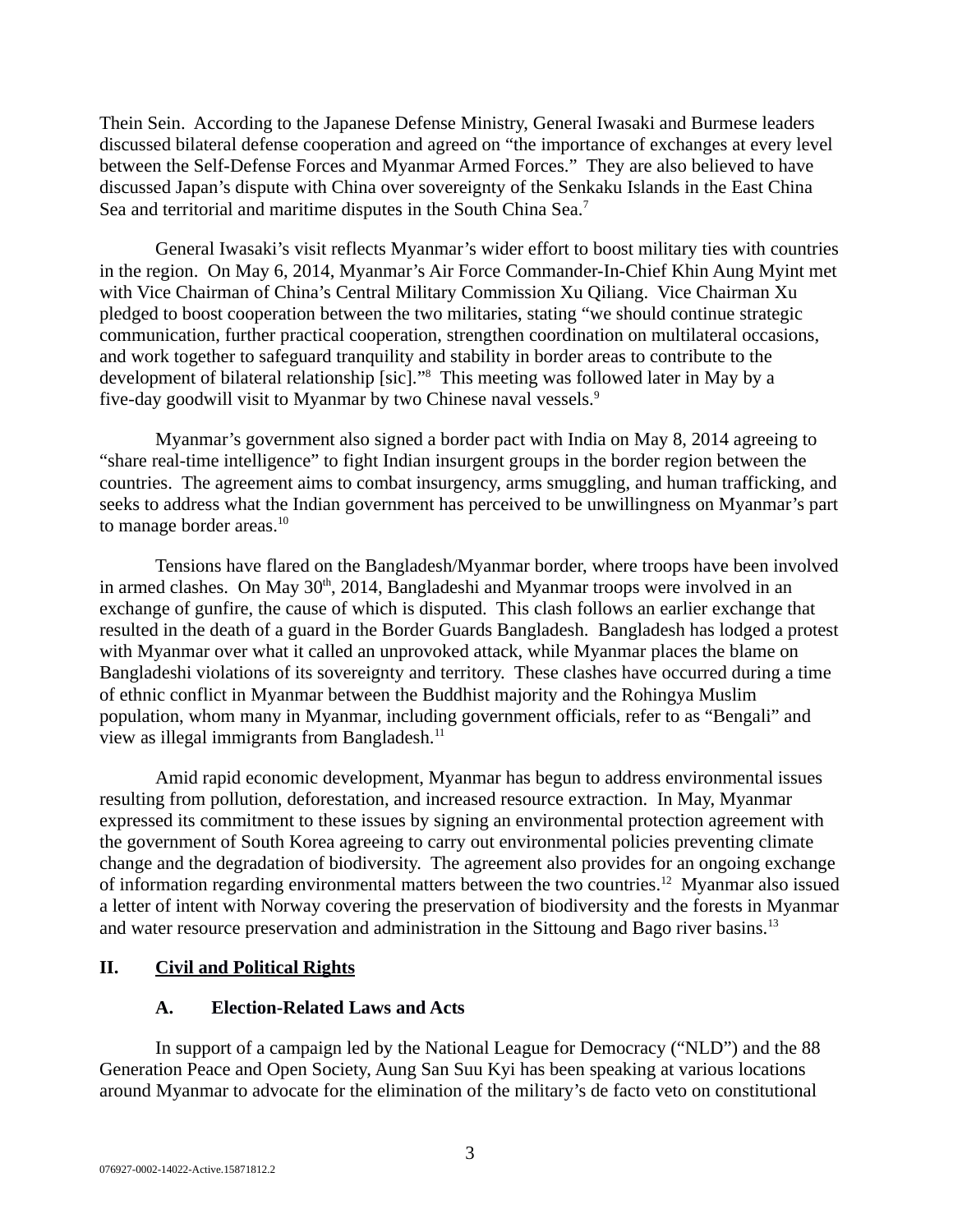Thein Sein. According to the Japanese Defense Ministry, General Iwasaki and Burmese leaders discussed bilateral defense cooperation and agreed on "the importance of exchanges at every level between the Self-Defense Forces and Myanmar Armed Forces." They are also believed to have discussed Japan's dispute with China over sovereignty of the Senkaku Islands in the East China Sea and territorial and maritime disputes in the South China Sea.[7]

General Iwasaki's visit reflects Myanmar's wider effort to boost military ties with countries in the region. On May 6, 2014, Myanmar's Air Force Commander-In-Chief Khin Aung Myint met with Vice Chairman of China's Central Military Commission Xu Qiliang. Vice Chairman Xu pledged to boost cooperation between the two militaries, stating "we should continue strategic communication, further practical cooperation, strengthen coordination on multilateral occasions, and work together to safeguard tranquility and stability in border areas to contribute to the development of bilateral relationship [sic]."[8] This meeting was followed later in May by a five-day goodwill visit to Myanmar by two Chinese naval vessels.[9]

Myanmar's government also signed a border pact with India on May 8, 2014 agreeing to "share real-time intelligence" to fight Indian insurgent groups in the border region between the countries. The agreement aims to combat insurgency, arms smuggling, and human trafficking, and seeks to address what the Indian government has perceived to be unwillingness on Myanmar's part to manage border areas.[10]

Tensions have flared on the Bangladesh/Myanmar border, where troops have been involved in armed clashes. On May 30th, 2014, Bangladeshi and Myanmar troops were involved in an exchange of gunfire, the cause of which is disputed. This clash follows an earlier exchange that resulted in the death of a guard in the Border Guards Bangladesh. Bangladesh has lodged a protest with Myanmar over what it called an unprovoked attack, while Myanmar places the blame on Bangladeshi violations of its sovereignty and territory. These clashes have occurred during a time of ethnic conflict in Myanmar between the Buddhist majority and the Rohingya Muslim population, whom many in Myanmar, including government officials, refer to as "Bengali" and view as illegal immigrants from Bangladesh.[11]

Amid rapid economic development, Myanmar has begun to address environmental issues resulting from pollution, deforestation, and increased resource extraction. In May, Myanmar expressed its commitment to these issues by signing an environmental protection agreement with the government of South Korea agreeing to carry out environmental policies preventing climate change and the degradation of biodiversity. The agreement also provides for an ongoing exchange of information regarding environmental matters between the two countries.[12] Myanmar also issued a letter of intent with Norway covering the preservation of biodiversity and the forests in Myanmar and water resource preservation and administration in the Sittoung and Bago river basins.[13]

## II. Civil and Political Rights

### A. Election-Related Laws and Acts

In support of a campaign led by the National League for Democracy ("NLD") and the 88 Generation Peace and Open Society, Aung San Suu Kyi has been speaking at various locations around Myanmar to advocate for the elimination of the military's de facto veto on constitutional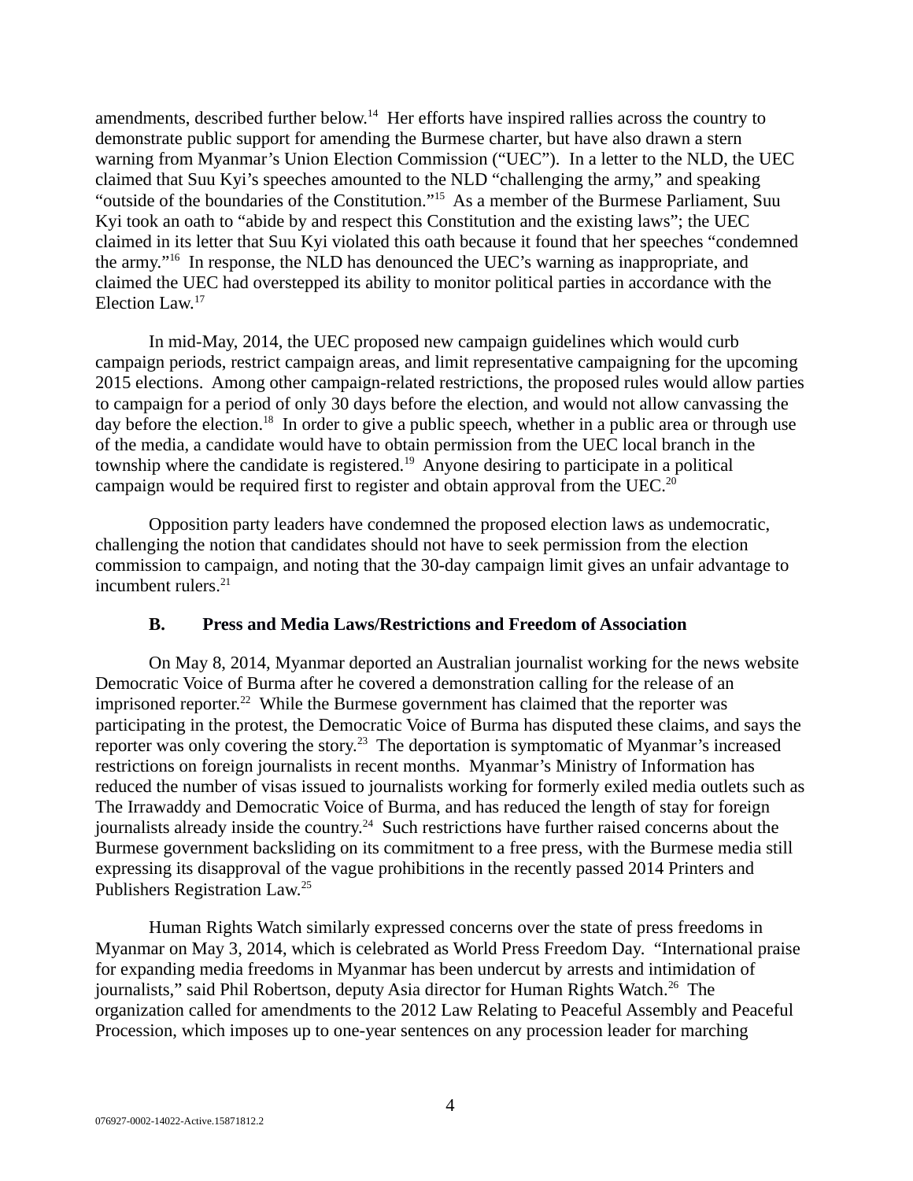amendments, described further below.[14] Her efforts have inspired rallies across the country to demonstrate public support for amending the Burmese charter, but have also drawn a stern warning from Myanmar's Union Election Commission ("UEC"). In a letter to the NLD, the UEC claimed that Suu Kyi's speeches amounted to the NLD "challenging the army," and speaking "outside of the boundaries of the Constitution."[15] As a member of the Burmese Parliament, Suu Kyi took an oath to "abide by and respect this Constitution and the existing laws"; the UEC claimed in its letter that Suu Kyi violated this oath because it found that her speeches "condemned the army."[16] In response, the NLD has denounced the UEC's warning as inappropriate, and claimed the UEC had overstepped its ability to monitor political parties in accordance with the Election Law.[17]

In mid-May, 2014, the UEC proposed new campaign guidelines which would curb campaign periods, restrict campaign areas, and limit representative campaigning for the upcoming 2015 elections. Among other campaign-related restrictions, the proposed rules would allow parties to campaign for a period of only 30 days before the election, and would not allow canvassing the day before the election.[18] In order to give a public speech, whether in a public area or through use of the media, a candidate would have to obtain permission from the UEC local branch in the township where the candidate is registered.[19] Anyone desiring to participate in a political campaign would be required first to register and obtain approval from the UEC.[20]

Opposition party leaders have condemned the proposed election laws as undemocratic, challenging the notion that candidates should not have to seek permission from the election commission to campaign, and noting that the 30-day campaign limit gives an unfair advantage to incumbent rulers.[21]

### B. Press and Media Laws/Restrictions and Freedom of Association

On May 8, 2014, Myanmar deported an Australian journalist working for the news website Democratic Voice of Burma after he covered a demonstration calling for the release of an imprisoned reporter.[22] While the Burmese government has claimed that the reporter was participating in the protest, the Democratic Voice of Burma has disputed these claims, and says the reporter was only covering the story.[23] The deportation is symptomatic of Myanmar's increased restrictions on foreign journalists in recent months. Myanmar's Ministry of Information has reduced the number of visas issued to journalists working for formerly exiled media outlets such as The Irrawaddy and Democratic Voice of Burma, and has reduced the length of stay for foreign journalists already inside the country.[24] Such restrictions have further raised concerns about the Burmese government backsliding on its commitment to a free press, with the Burmese media still expressing its disapproval of the vague prohibitions in the recently passed 2014 Printers and Publishers Registration Law.[25]

Human Rights Watch similarly expressed concerns over the state of press freedoms in Myanmar on May 3, 2014, which is celebrated as World Press Freedom Day. "International praise for expanding media freedoms in Myanmar has been undercut by arrests and intimidation of journalists," said Phil Robertson, deputy Asia director for Human Rights Watch.[26] The organization called for amendments to the 2012 Law Relating to Peaceful Assembly and Peaceful Procession, which imposes up to one-year sentences on any procession leader for marching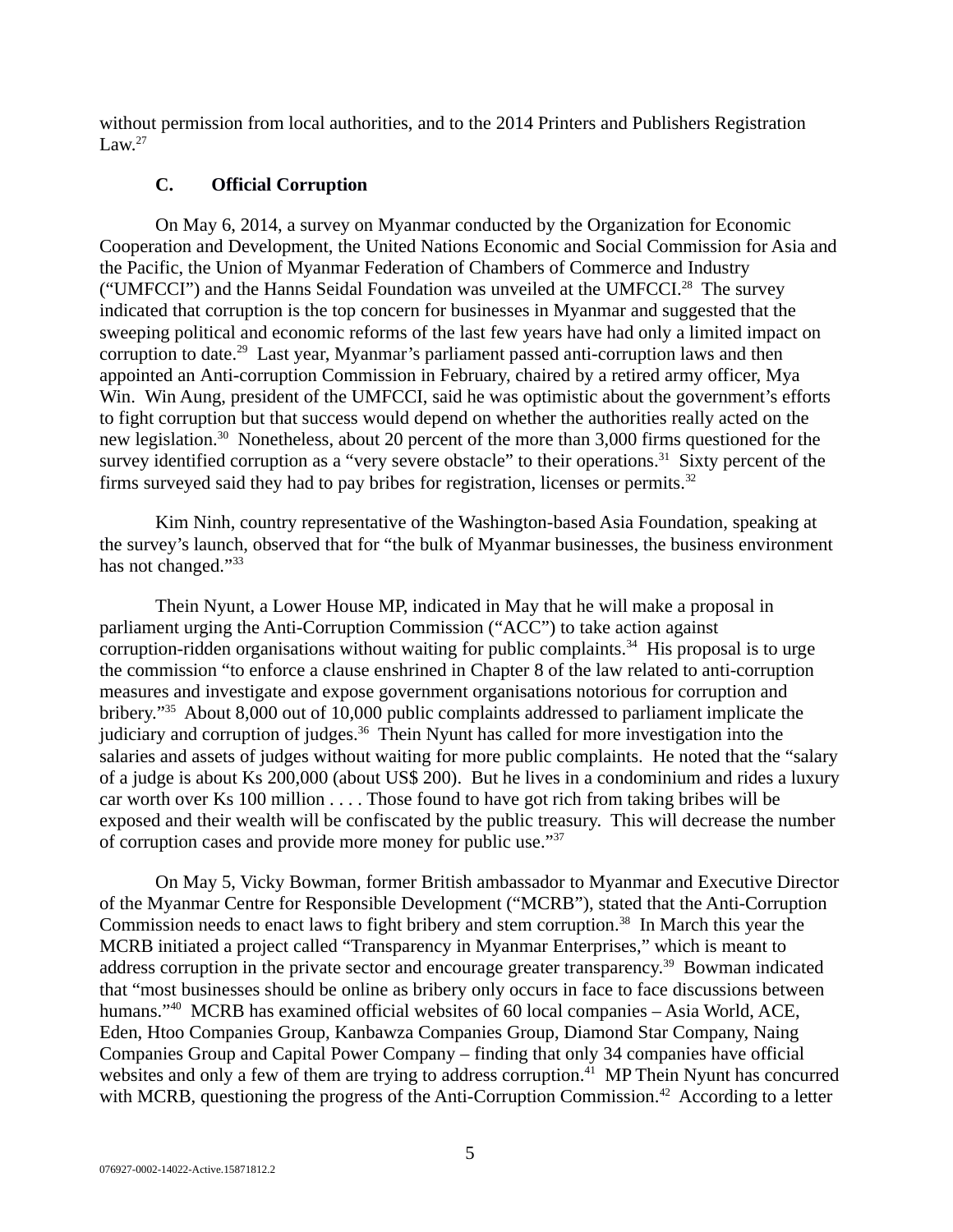without permission from local authorities, and to the 2014 Printers and Publishers Registration Law.[27]

### C. Official Corruption

On May 6, 2014, a survey on Myanmar conducted by the Organization for Economic Cooperation and Development, the United Nations Economic and Social Commission for Asia and the Pacific, the Union of Myanmar Federation of Chambers of Commerce and Industry ("UMFCCI") and the Hanns Seidal Foundation was unveiled at the UMFCCI.[28] The survey indicated that corruption is the top concern for businesses in Myanmar and suggested that the sweeping political and economic reforms of the last few years have had only a limited impact on corruption to date.[29] Last year, Myanmar's parliament passed anti-corruption laws and then appointed an Anti-corruption Commission in February, chaired by a retired army officer, Mya Win. Win Aung, president of the UMFCCI, said he was optimistic about the government's efforts to fight corruption but that success would depend on whether the authorities really acted on the new legislation.[30] Nonetheless, about 20 percent of the more than 3,000 firms questioned for the survey identified corruption as a "very severe obstacle" to their operations.[31] Sixty percent of the firms surveyed said they had to pay bribes for registration, licenses or permits.[32]

Kim Ninh, country representative of the Washington-based Asia Foundation, speaking at the survey's launch, observed that for "the bulk of Myanmar businesses, the business environment has not changed."[33]

Thein Nyunt, a Lower House MP, indicated in May that he will make a proposal in parliament urging the Anti-Corruption Commission ("ACC") to take action against corruption-ridden organisations without waiting for public complaints.[34] His proposal is to urge the commission "to enforce a clause enshrined in Chapter 8 of the law related to anti-corruption measures and investigate and expose government organisations notorious for corruption and bribery."[35] About 8,000 out of 10,000 public complaints addressed to parliament implicate the judiciary and corruption of judges.[36] Thein Nyunt has called for more investigation into the salaries and assets of judges without waiting for more public complaints. He noted that the "salary of a judge is about Ks 200,000 (about US$ 200). But he lives in a condominium and rides a luxury car worth over Ks 100 million . . . . Those found to have got rich from taking bribes will be exposed and their wealth will be confiscated by the public treasury. This will decrease the number of corruption cases and provide more money for public use."[37]

On May 5, Vicky Bowman, former British ambassador to Myanmar and Executive Director of the Myanmar Centre for Responsible Development ("MCRB"), stated that the Anti-Corruption Commission needs to enact laws to fight bribery and stem corruption.[38] In March this year the MCRB initiated a project called "Transparency in Myanmar Enterprises," which is meant to address corruption in the private sector and encourage greater transparency.[39] Bowman indicated that "most businesses should be online as bribery only occurs in face to face discussions between humans."[40] MCRB has examined official websites of 60 local companies – Asia World, ACE, Eden, Htoo Companies Group, Kanbawza Companies Group, Diamond Star Company, Naing Companies Group and Capital Power Company – finding that only 34 companies have official websites and only a few of them are trying to address corruption.[41] MP Thein Nyunt has concurred with MCRB, questioning the progress of the Anti-Corruption Commission.[42] According to a letter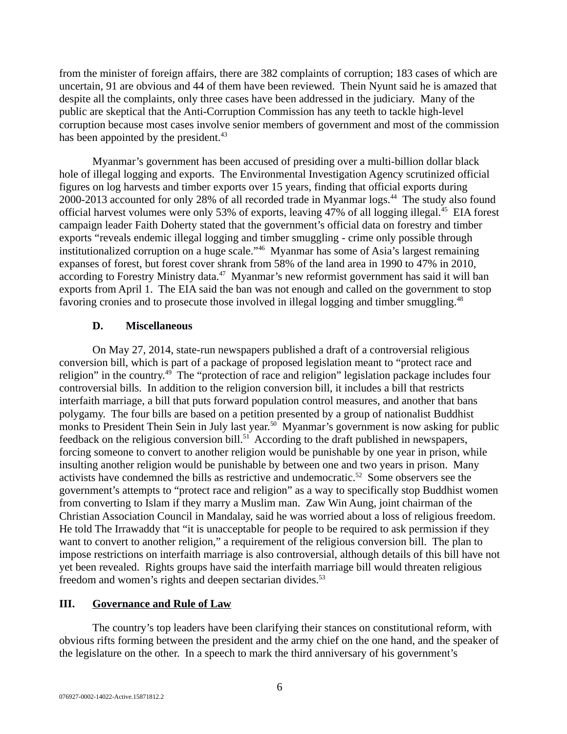from the minister of foreign affairs, there are 382 complaints of corruption; 183 cases of which are uncertain, 91 are obvious and 44 of them have been reviewed. Thein Nyunt said he is amazed that despite all the complaints, only three cases have been addressed in the judiciary. Many of the public are skeptical that the Anti-Corruption Commission has any teeth to tackle high-level corruption because most cases involve senior members of government and most of the commission has been appointed by the president.[43]

Myanmar's government has been accused of presiding over a multi-billion dollar black hole of illegal logging and exports. The Environmental Investigation Agency scrutinized official figures on log harvests and timber exports over 15 years, finding that official exports during 2000-2013 accounted for only 28% of all recorded trade in Myanmar logs.[44] The study also found official harvest volumes were only 53% of exports, leaving 47% of all logging illegal.[45] EIA forest campaign leader Faith Doherty stated that the government's official data on forestry and timber exports "reveals endemic illegal logging and timber smuggling - crime only possible through institutionalized corruption on a huge scale."[46] Myanmar has some of Asia's largest remaining expanses of forest, but forest cover shrank from 58% of the land area in 1990 to 47% in 2010, according to Forestry Ministry data.[47] Myanmar's new reformist government has said it will ban exports from April 1. The EIA said the ban was not enough and called on the government to stop favoring cronies and to prosecute those involved in illegal logging and timber smuggling.[48]

### D. Miscellaneous

On May 27, 2014, state-run newspapers published a draft of a controversial religious conversion bill, which is part of a package of proposed legislation meant to "protect race and religion" in the country.[49] The "protection of race and religion" legislation package includes four controversial bills. In addition to the religion conversion bill, it includes a bill that restricts interfaith marriage, a bill that puts forward population control measures, and another that bans polygamy. The four bills are based on a petition presented by a group of nationalist Buddhist monks to President Thein Sein in July last year.[50] Myanmar's government is now asking for public feedback on the religious conversion bill.[51] According to the draft published in newspapers, forcing someone to convert to another religion would be punishable by one year in prison, while insulting another religion would be punishable by between one and two years in prison. Many activists have condemned the bills as restrictive and undemocratic.[52] Some observers see the government's attempts to "protect race and religion" as a way to specifically stop Buddhist women from converting to Islam if they marry a Muslim man. Zaw Win Aung, joint chairman of the Christian Association Council in Mandalay, said he was worried about a loss of religious freedom. He told The Irrawaddy that "it is unacceptable for people to be required to ask permission if they want to convert to another religion," a requirement of the religious conversion bill. The plan to impose restrictions on interfaith marriage is also controversial, although details of this bill have not yet been revealed. Rights groups have said the interfaith marriage bill would threaten religious freedom and women's rights and deepen sectarian divides.[53]

## III. Governance and Rule of Law

The country's top leaders have been clarifying their stances on constitutional reform, with obvious rifts forming between the president and the army chief on the one hand, and the speaker of the legislature on the other. In a speech to mark the third anniversary of his government's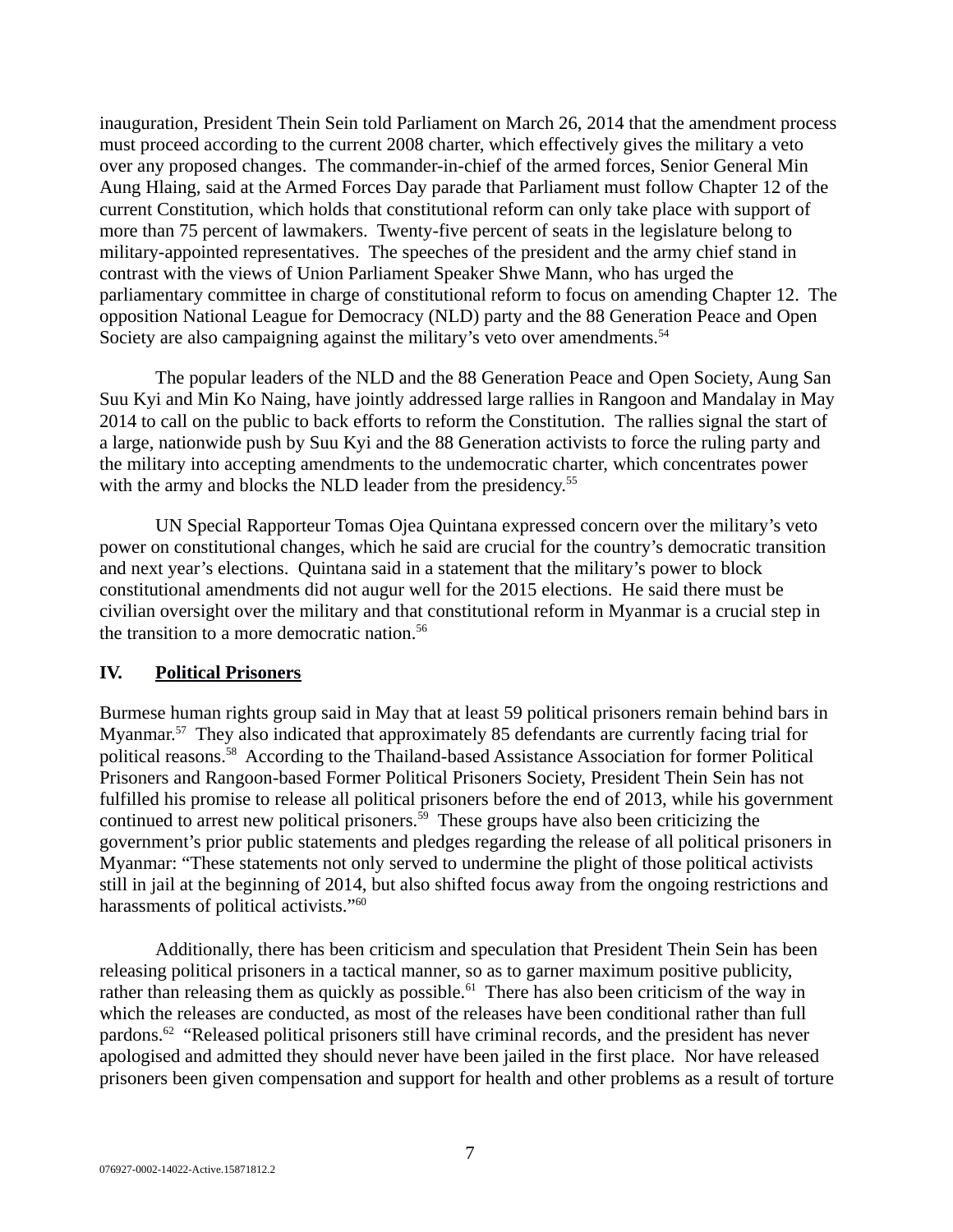inauguration, President Thein Sein told Parliament on March 26, 2014 that the amendment process must proceed according to the current 2008 charter, which effectively gives the military a veto over any proposed changes. The commander-in-chief of the armed forces, Senior General Min Aung Hlaing, said at the Armed Forces Day parade that Parliament must follow Chapter 12 of the current Constitution, which holds that constitutional reform can only take place with support of more than 75 percent of lawmakers. Twenty-five percent of seats in the legislature belong to military-appointed representatives. The speeches of the president and the army chief stand in contrast with the views of Union Parliament Speaker Shwe Mann, who has urged the parliamentary committee in charge of constitutional reform to focus on amending Chapter 12. The opposition National League for Democracy (NLD) party and the 88 Generation Peace and Open Society are also campaigning against the military's veto over amendments.[54]

The popular leaders of the NLD and the 88 Generation Peace and Open Society, Aung San Suu Kyi and Min Ko Naing, have jointly addressed large rallies in Rangoon and Mandalay in May 2014 to call on the public to back efforts to reform the Constitution. The rallies signal the start of a large, nationwide push by Suu Kyi and the 88 Generation activists to force the ruling party and the military into accepting amendments to the undemocratic charter, which concentrates power with the army and blocks the NLD leader from the presidency.[55]

UN Special Rapporteur Tomas Ojea Quintana expressed concern over the military's veto power on constitutional changes, which he said are crucial for the country's democratic transition and next year's elections. Quintana said in a statement that the military's power to block constitutional amendments did not augur well for the 2015 elections. He said there must be civilian oversight over the military and that constitutional reform in Myanmar is a crucial step in the transition to a more democratic nation.[56]

## IV. Political Prisoners

Burmese human rights group said in May that at least 59 political prisoners remain behind bars in Myanmar.[57] They also indicated that approximately 85 defendants are currently facing trial for political reasons.[58] According to the Thailand-based Assistance Association for former Political Prisoners and Rangoon-based Former Political Prisoners Society, President Thein Sein has not fulfilled his promise to release all political prisoners before the end of 2013, while his government continued to arrest new political prisoners.[59] These groups have also been criticizing the government's prior public statements and pledges regarding the release of all political prisoners in Myanmar: "These statements not only served to undermine the plight of those political activists still in jail at the beginning of 2014, but also shifted focus away from the ongoing restrictions and harassments of political activists."[60]

Additionally, there has been criticism and speculation that President Thein Sein has been releasing political prisoners in a tactical manner, so as to garner maximum positive publicity, rather than releasing them as quickly as possible.[61] There has also been criticism of the way in which the releases are conducted, as most of the releases have been conditional rather than full pardons.[62] "Released political prisoners still have criminal records, and the president has never apologised and admitted they should never have been jailed in the first place. Nor have released prisoners been given compensation and support for health and other problems as a result of torture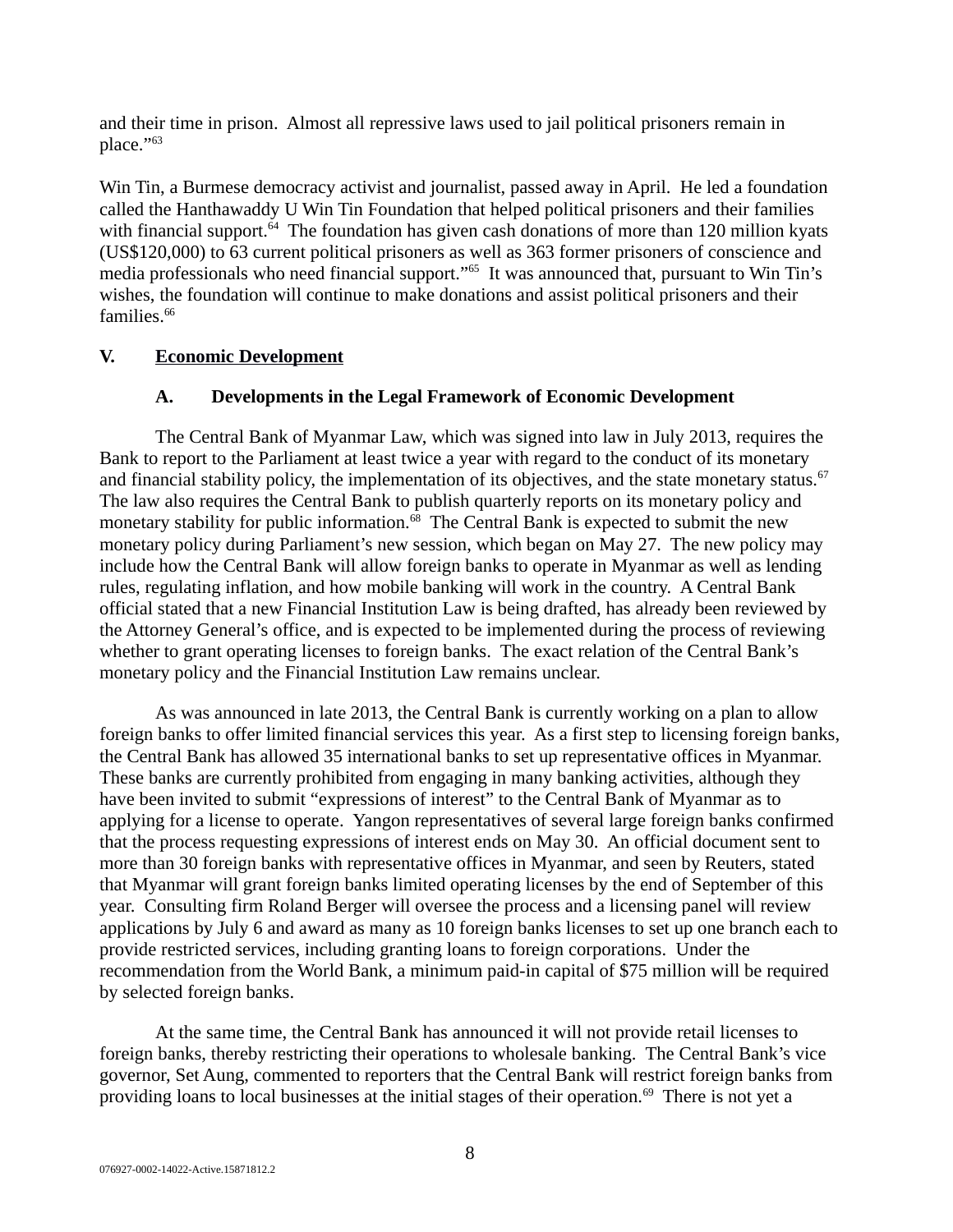and their time in prison. Almost all repressive laws used to jail political prisoners remain in place."[63]

Win Tin, a Burmese democracy activist and journalist, passed away in April. He led a foundation called the Hanthawaddy U Win Tin Foundation that helped political prisoners and their families with financial support.[64] The foundation has given cash donations of more than 120 million kyats (US$120,000) to 63 current political prisoners as well as 363 former prisoners of conscience and media professionals who need financial support."[65] It was announced that, pursuant to Win Tin's wishes, the foundation will continue to make donations and assist political prisoners and their families.[66]

## V. Economic Development

### A. Developments in the Legal Framework of Economic Development

The Central Bank of Myanmar Law, which was signed into law in July 2013, requires the Bank to report to the Parliament at least twice a year with regard to the conduct of its monetary and financial stability policy, the implementation of its objectives, and the state monetary status.[67] The law also requires the Central Bank to publish quarterly reports on its monetary policy and monetary stability for public information.[68] The Central Bank is expected to submit the new monetary policy during Parliament's new session, which began on May 27. The new policy may include how the Central Bank will allow foreign banks to operate in Myanmar as well as lending rules, regulating inflation, and how mobile banking will work in the country. A Central Bank official stated that a new Financial Institution Law is being drafted, has already been reviewed by the Attorney General's office, and is expected to be implemented during the process of reviewing whether to grant operating licenses to foreign banks. The exact relation of the Central Bank's monetary policy and the Financial Institution Law remains unclear.

As was announced in late 2013, the Central Bank is currently working on a plan to allow foreign banks to offer limited financial services this year. As a first step to licensing foreign banks, the Central Bank has allowed 35 international banks to set up representative offices in Myanmar. These banks are currently prohibited from engaging in many banking activities, although they have been invited to submit "expressions of interest" to the Central Bank of Myanmar as to applying for a license to operate. Yangon representatives of several large foreign banks confirmed that the process requesting expressions of interest ends on May 30. An official document sent to more than 30 foreign banks with representative offices in Myanmar, and seen by Reuters, stated that Myanmar will grant foreign banks limited operating licenses by the end of September of this year. Consulting firm Roland Berger will oversee the process and a licensing panel will review applications by July 6 and award as many as 10 foreign banks licenses to set up one branch each to provide restricted services, including granting loans to foreign corporations. Under the recommendation from the World Bank, a minimum paid-in capital of $75 million will be required by selected foreign banks.

At the same time, the Central Bank has announced it will not provide retail licenses to foreign banks, thereby restricting their operations to wholesale banking. The Central Bank's vice governor, Set Aung, commented to reporters that the Central Bank will restrict foreign banks from providing loans to local businesses at the initial stages of their operation.[69] There is not yet a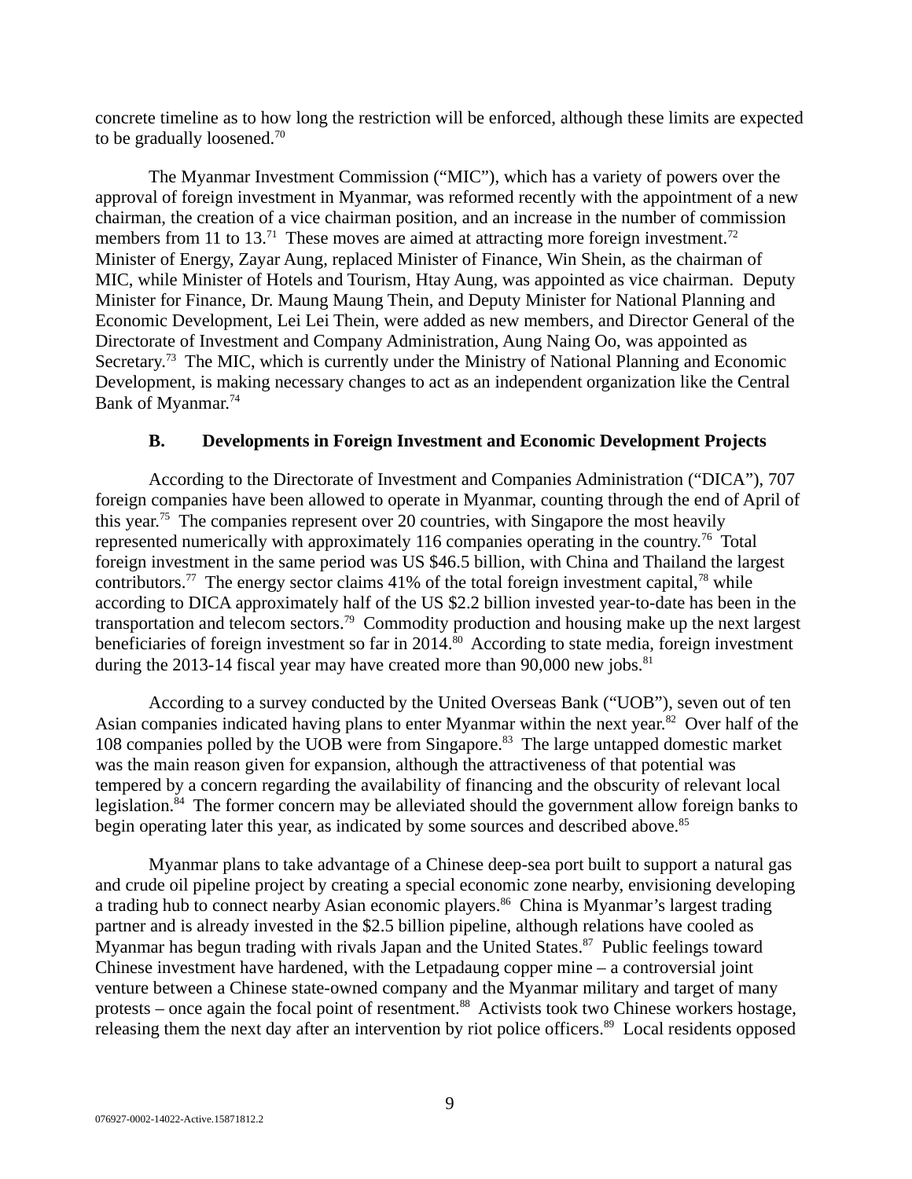concrete timeline as to how long the restriction will be enforced, although these limits are expected to be gradually loosened.[70]

The Myanmar Investment Commission ("MIC"), which has a variety of powers over the approval of foreign investment in Myanmar, was reformed recently with the appointment of a new chairman, the creation of a vice chairman position, and an increase in the number of commission members from 11 to 13.[71] These moves are aimed at attracting more foreign investment.[72] Minister of Energy, Zayar Aung, replaced Minister of Finance, Win Shein, as the chairman of MIC, while Minister of Hotels and Tourism, Htay Aung, was appointed as vice chairman. Deputy Minister for Finance, Dr. Maung Maung Thein, and Deputy Minister for National Planning and Economic Development, Lei Lei Thein, were added as new members, and Director General of the Directorate of Investment and Company Administration, Aung Naing Oo, was appointed as Secretary.[73] The MIC, which is currently under the Ministry of National Planning and Economic Development, is making necessary changes to act as an independent organization like the Central Bank of Myanmar.[74]

### B. Developments in Foreign Investment and Economic Development Projects

According to the Directorate of Investment and Companies Administration ("DICA"), 707 foreign companies have been allowed to operate in Myanmar, counting through the end of April of this year.[75] The companies represent over 20 countries, with Singapore the most heavily represented numerically with approximately 116 companies operating in the country.[76] Total foreign investment in the same period was US $46.5 billion, with China and Thailand the largest contributors.[77] The energy sector claims 41% of the total foreign investment capital,[78] while according to DICA approximately half of the US $2.2 billion invested year-to-date has been in the transportation and telecom sectors.[79] Commodity production and housing make up the next largest beneficiaries of foreign investment so far in 2014.[80] According to state media, foreign investment during the 2013-14 fiscal year may have created more than 90,000 new jobs.[81]

According to a survey conducted by the United Overseas Bank ("UOB"), seven out of ten Asian companies indicated having plans to enter Myanmar within the next year.[82] Over half of the 108 companies polled by the UOB were from Singapore.[83] The large untapped domestic market was the main reason given for expansion, although the attractiveness of that potential was tempered by a concern regarding the availability of financing and the obscurity of relevant local legislation.[84] The former concern may be alleviated should the government allow foreign banks to begin operating later this year, as indicated by some sources and described above.[85]

Myanmar plans to take advantage of a Chinese deep-sea port built to support a natural gas and crude oil pipeline project by creating a special economic zone nearby, envisioning developing a trading hub to connect nearby Asian economic players.[86] China is Myanmar's largest trading partner and is already invested in the $2.5 billion pipeline, although relations have cooled as Myanmar has begun trading with rivals Japan and the United States.[87] Public feelings toward Chinese investment have hardened, with the Letpadaung copper mine – a controversial joint venture between a Chinese state-owned company and the Myanmar military and target of many protests – once again the focal point of resentment.[88] Activists took two Chinese workers hostage, releasing them the next day after an intervention by riot police officers.[89] Local residents opposed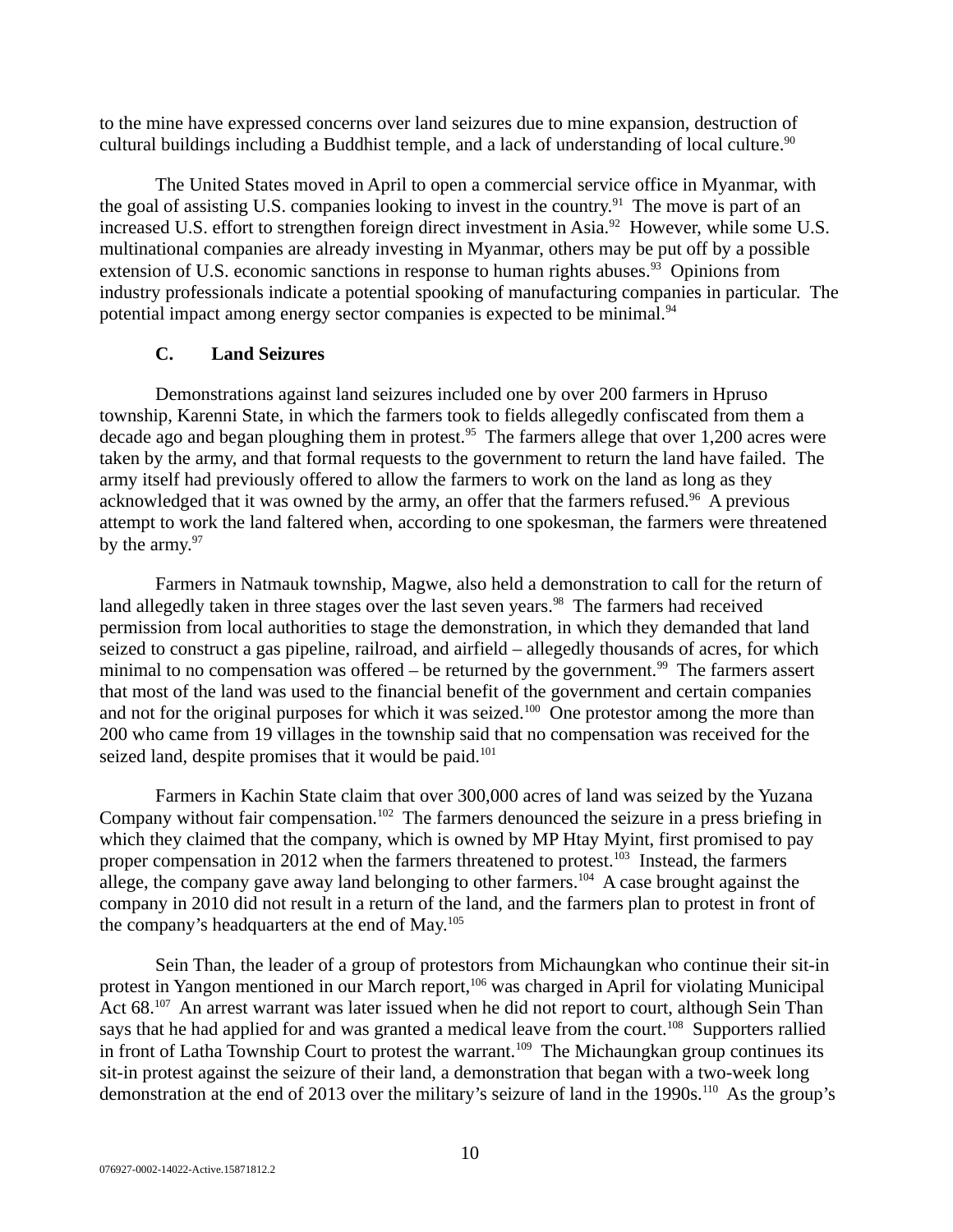to the mine have expressed concerns over land seizures due to mine expansion, destruction of cultural buildings including a Buddhist temple, and a lack of understanding of local culture.[90]

The United States moved in April to open a commercial service office in Myanmar, with the goal of assisting U.S. companies looking to invest in the country.[91] The move is part of an increased U.S. effort to strengthen foreign direct investment in Asia.[92] However, while some U.S. multinational companies are already investing in Myanmar, others may be put off by a possible extension of U.S. economic sanctions in response to human rights abuses.[93] Opinions from industry professionals indicate a potential spooking of manufacturing companies in particular. The potential impact among energy sector companies is expected to be minimal.[94]

### C. Land Seizures

Demonstrations against land seizures included one by over 200 farmers in Hpruso township, Karenni State, in which the farmers took to fields allegedly confiscated from them a decade ago and began ploughing them in protest.[95] The farmers allege that over 1,200 acres were taken by the army, and that formal requests to the government to return the land have failed. The army itself had previously offered to allow the farmers to work on the land as long as they acknowledged that it was owned by the army, an offer that the farmers refused.[96] A previous attempt to work the land faltered when, according to one spokesman, the farmers were threatened by the army.[97]

Farmers in Natmauk township, Magwe, also held a demonstration to call for the return of land allegedly taken in three stages over the last seven years.[98] The farmers had received permission from local authorities to stage the demonstration, in which they demanded that land seized to construct a gas pipeline, railroad, and airfield – allegedly thousands of acres, for which minimal to no compensation was offered – be returned by the government.[99] The farmers assert that most of the land was used to the financial benefit of the government and certain companies and not for the original purposes for which it was seized.[100] One protestor among the more than 200 who came from 19 villages in the township said that no compensation was received for the seized land, despite promises that it would be paid.[101]

Farmers in Kachin State claim that over 300,000 acres of land was seized by the Yuzana Company without fair compensation.[102] The farmers denounced the seizure in a press briefing in which they claimed that the company, which is owned by MP Htay Myint, first promised to pay proper compensation in 2012 when the farmers threatened to protest.[103] Instead, the farmers allege, the company gave away land belonging to other farmers.[104] A case brought against the company in 2010 did not result in a return of the land, and the farmers plan to protest in front of the company's headquarters at the end of May.[105]

Sein Than, the leader of a group of protestors from Michaungkan who continue their sit-in protest in Yangon mentioned in our March report,[106] was charged in April for violating Municipal Act 68.[107] An arrest warrant was later issued when he did not report to court, although Sein Than says that he had applied for and was granted a medical leave from the court.[108] Supporters rallied in front of Latha Township Court to protest the warrant.[109] The Michaungkan group continues its sit-in protest against the seizure of their land, a demonstration that began with a two-week long demonstration at the end of 2013 over the military's seizure of land in the 1990s.[110] As the group's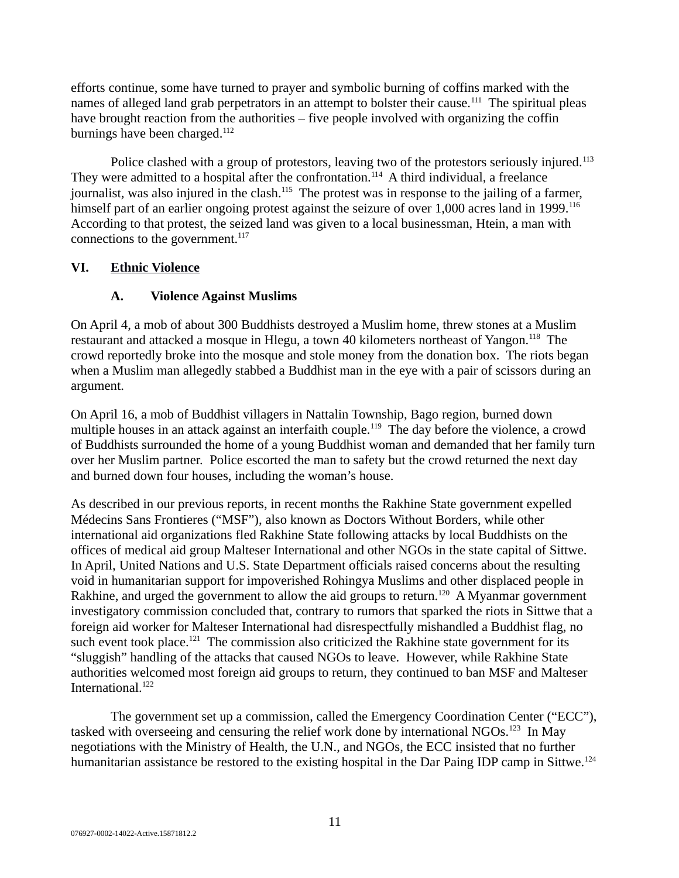efforts continue, some have turned to prayer and symbolic burning of coffins marked with the names of alleged land grab perpetrators in an attempt to bolster their cause.[111] The spiritual pleas have brought reaction from the authorities – five people involved with organizing the coffin burnings have been charged.[112]

Police clashed with a group of protestors, leaving two of the protestors seriously injured.[113] They were admitted to a hospital after the confrontation.[114] A third individual, a freelance journalist, was also injured in the clash.[115] The protest was in response to the jailing of a farmer, himself part of an earlier ongoing protest against the seizure of over 1,000 acres land in 1999.[116] According to that protest, the seized land was given to a local businessman, Htein, a man with connections to the government.[117]

## VI. Ethnic Violence

### A. Violence Against Muslims

On April 4, a mob of about 300 Buddhists destroyed a Muslim home, threw stones at a Muslim restaurant and attacked a mosque in Hlegu, a town 40 kilometers northeast of Yangon.[118] The crowd reportedly broke into the mosque and stole money from the donation box. The riots began when a Muslim man allegedly stabbed a Buddhist man in the eye with a pair of scissors during an argument.

On April 16, a mob of Buddhist villagers in Nattalin Township, Bago region, burned down multiple houses in an attack against an interfaith couple.[119] The day before the violence, a crowd of Buddhists surrounded the home of a young Buddhist woman and demanded that her family turn over her Muslim partner. Police escorted the man to safety but the crowd returned the next day and burned down four houses, including the woman's house.

As described in our previous reports, in recent months the Rakhine State government expelled Médecins Sans Frontieres ("MSF"), also known as Doctors Without Borders, while other international aid organizations fled Rakhine State following attacks by local Buddhists on the offices of medical aid group Malteser International and other NGOs in the state capital of Sittwe. In April, United Nations and U.S. State Department officials raised concerns about the resulting void in humanitarian support for impoverished Rohingya Muslims and other displaced people in Rakhine, and urged the government to allow the aid groups to return.[120] A Myanmar government investigatory commission concluded that, contrary to rumors that sparked the riots in Sittwe that a foreign aid worker for Malteser International had disrespectfully mishandled a Buddhist flag, no such event took place.[121] The commission also criticized the Rakhine state government for its "sluggish" handling of the attacks that caused NGOs to leave. However, while Rakhine State authorities welcomed most foreign aid groups to return, they continued to ban MSF and Malteser International.[122]

The government set up a commission, called the Emergency Coordination Center ("ECC"), tasked with overseeing and censuring the relief work done by international NGOs.[123] In May negotiations with the Ministry of Health, the U.N., and NGOs, the ECC insisted that no further humanitarian assistance be restored to the existing hospital in the Dar Paing IDP camp in Sittwe.[124]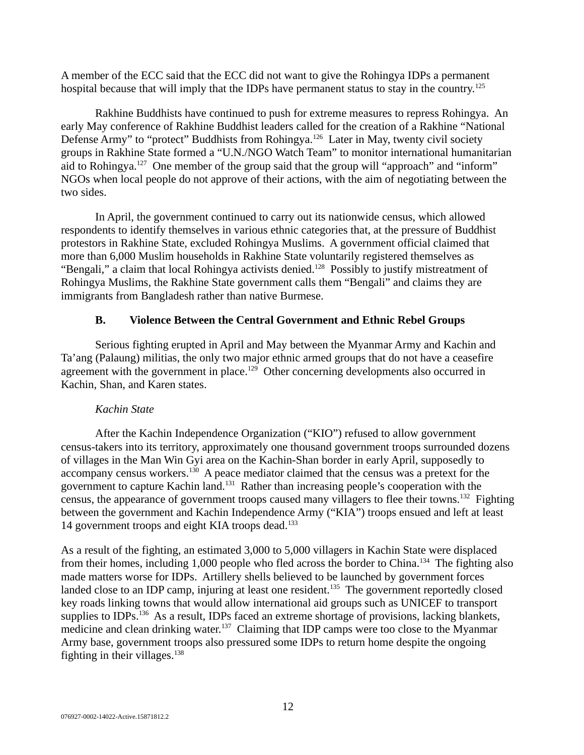A member of the ECC said that the ECC did not want to give the Rohingya IDPs a permanent hospital because that will imply that the IDPs have permanent status to stay in the country.[125]

Rakhine Buddhists have continued to push for extreme measures to repress Rohingya. An early May conference of Rakhine Buddhist leaders called for the creation of a Rakhine "National Defense Army" to "protect" Buddhists from Rohingya.[126] Later in May, twenty civil society groups in Rakhine State formed a "U.N./NGO Watch Team" to monitor international humanitarian aid to Rohingya.[127] One member of the group said that the group will "approach" and "inform" NGOs when local people do not approve of their actions, with the aim of negotiating between the two sides.

In April, the government continued to carry out its nationwide census, which allowed respondents to identify themselves in various ethnic categories that, at the pressure of Buddhist protestors in Rakhine State, excluded Rohingya Muslims. A government official claimed that more than 6,000 Muslim households in Rakhine State voluntarily registered themselves as "Bengali," a claim that local Rohingya activists denied.[128] Possibly to justify mistreatment of Rohingya Muslims, the Rakhine State government calls them "Bengali" and claims they are immigrants from Bangladesh rather than native Burmese.

### B. Violence Between the Central Government and Ethnic Rebel Groups

Serious fighting erupted in April and May between the Myanmar Army and Kachin and Ta'ang (Palaung) militias, the only two major ethnic armed groups that do not have a ceasefire agreement with the government in place.[129] Other concerning developments also occurred in Kachin, Shan, and Karen states.

*Kachin State*

After the Kachin Independence Organization ("KIO") refused to allow government census-takers into its territory, approximately one thousand government troops surrounded dozens of villages in the Man Win Gyi area on the Kachin-Shan border in early April, supposedly to accompany census workers.[130] A peace mediator claimed that the census was a pretext for the government to capture Kachin land.[131] Rather than increasing people's cooperation with the census, the appearance of government troops caused many villagers to flee their towns.[132] Fighting between the government and Kachin Independence Army ("KIA") troops ensued and left at least 14 government troops and eight KIA troops dead.[133]

As a result of the fighting, an estimated 3,000 to 5,000 villagers in Kachin State were displaced from their homes, including 1,000 people who fled across the border to China.[134] The fighting also made matters worse for IDPs. Artillery shells believed to be launched by government forces landed close to an IDP camp, injuring at least one resident.[135] The government reportedly closed key roads linking towns that would allow international aid groups such as UNICEF to transport supplies to IDPs.[136] As a result, IDPs faced an extreme shortage of provisions, lacking blankets, medicine and clean drinking water.[137] Claiming that IDP camps were too close to the Myanmar Army base, government troops also pressured some IDPs to return home despite the ongoing fighting in their villages.[138]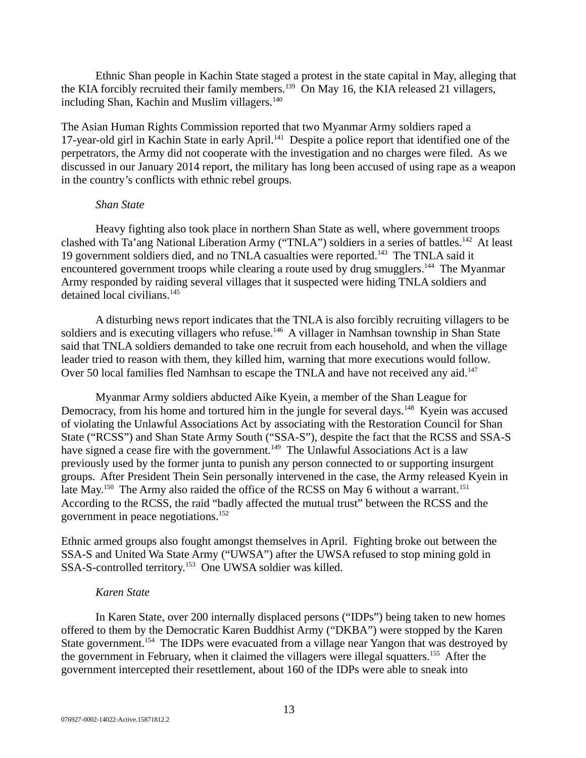Ethnic Shan people in Kachin State staged a protest in the state capital in May, alleging that the KIA forcibly recruited their family members.[139] On May 16, the KIA released 21 villagers, including Shan, Kachin and Muslim villagers.[140]

The Asian Human Rights Commission reported that two Myanmar Army soldiers raped a 17-year-old girl in Kachin State in early April.[141] Despite a police report that identified one of the perpetrators, the Army did not cooperate with the investigation and no charges were filed. As we discussed in our January 2014 report, the military has long been accused of using rape as a weapon in the country's conflicts with ethnic rebel groups.

*Shan State*

Heavy fighting also took place in northern Shan State as well, where government troops clashed with Ta'ang National Liberation Army ("TNLA") soldiers in a series of battles.[142] At least 19 government soldiers died, and no TNLA casualties were reported.[143] The TNLA said it encountered government troops while clearing a route used by drug smugglers.[144] The Myanmar Army responded by raiding several villages that it suspected were hiding TNLA soldiers and detained local civilians.[145]

A disturbing news report indicates that the TNLA is also forcibly recruiting villagers to be soldiers and is executing villagers who refuse.[146] A villager in Namhsan township in Shan State said that TNLA soldiers demanded to take one recruit from each household, and when the village leader tried to reason with them, they killed him, warning that more executions would follow. Over 50 local families fled Namhsan to escape the TNLA and have not received any aid.[147]

Myanmar Army soldiers abducted Aike Kyein, a member of the Shan League for Democracy, from his home and tortured him in the jungle for several days.[148] Kyein was accused of violating the Unlawful Associations Act by associating with the Restoration Council for Shan State ("RCSS") and Shan State Army South ("SSA-S"), despite the fact that the RCSS and SSA-S have signed a cease fire with the government.[149] The Unlawful Associations Act is a law previously used by the former junta to punish any person connected to or supporting insurgent groups. After President Thein Sein personally intervened in the case, the Army released Kyein in late May.[150] The Army also raided the office of the RCSS on May 6 without a warrant.[151] According to the RCSS, the raid "badly affected the mutual trust" between the RCSS and the government in peace negotiations.[152]

Ethnic armed groups also fought amongst themselves in April. Fighting broke out between the SSA-S and United Wa State Army ("UWSA") after the UWSA refused to stop mining gold in SSA-S-controlled territory.[153] One UWSA soldier was killed.

*Karen State*

In Karen State, over 200 internally displaced persons ("IDPs") being taken to new homes offered to them by the Democratic Karen Buddhist Army ("DKBA") were stopped by the Karen State government.[154] The IDPs were evacuated from a village near Yangon that was destroyed by the government in February, when it claimed the villagers were illegal squatters.[155] After the government intercepted their resettlement, about 160 of the IDPs were able to sneak into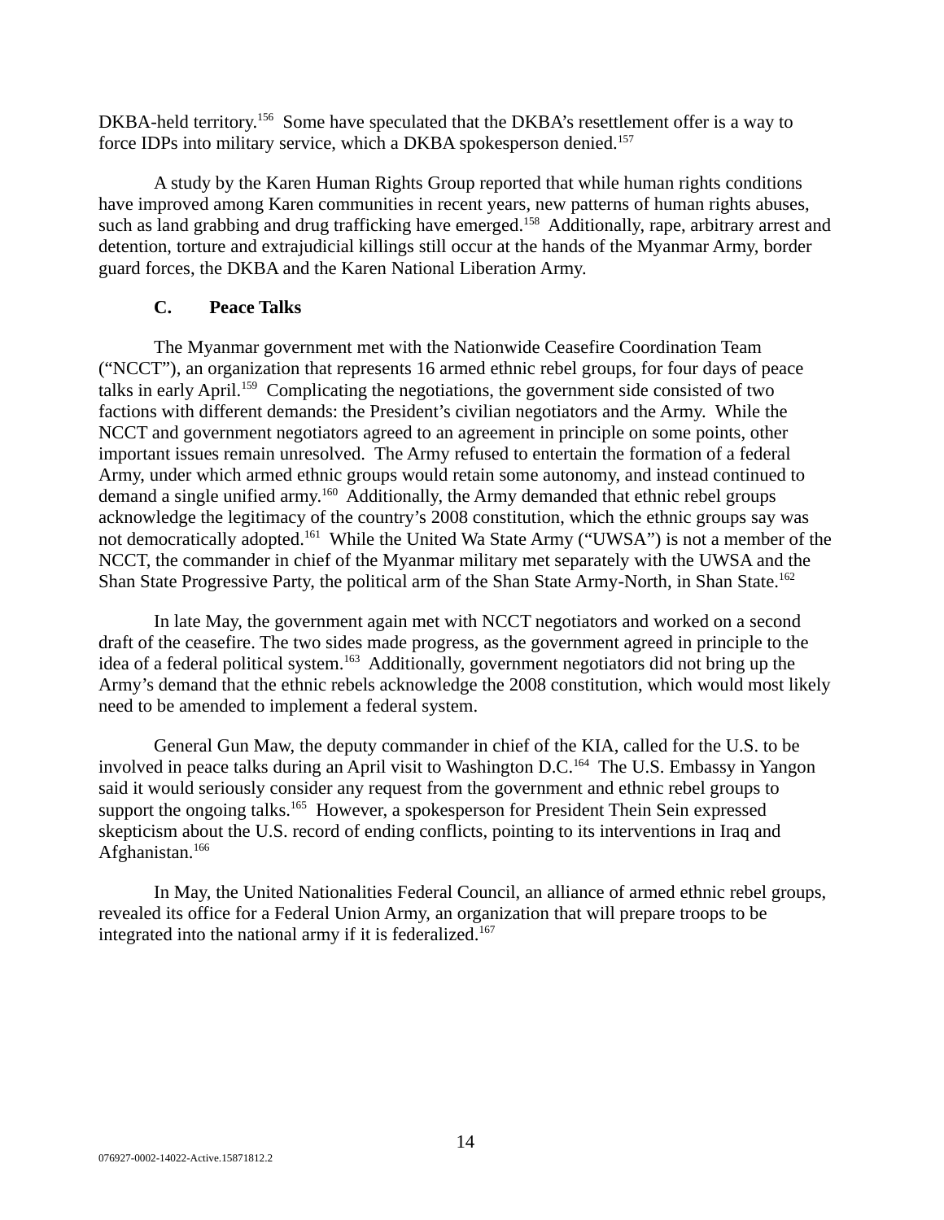DKBA-held territory.[156] Some have speculated that the DKBA's resettlement offer is a way to force IDPs into military service, which a DKBA spokesperson denied.[157]

A study by the Karen Human Rights Group reported that while human rights conditions have improved among Karen communities in recent years, new patterns of human rights abuses, such as land grabbing and drug trafficking have emerged.[158] Additionally, rape, arbitrary arrest and detention, torture and extrajudicial killings still occur at the hands of the Myanmar Army, border guard forces, the DKBA and the Karen National Liberation Army.

### C. Peace Talks

The Myanmar government met with the Nationwide Ceasefire Coordination Team ("NCCT"), an organization that represents 16 armed ethnic rebel groups, for four days of peace talks in early April.[159] Complicating the negotiations, the government side consisted of two factions with different demands: the President's civilian negotiators and the Army. While the NCCT and government negotiators agreed to an agreement in principle on some points, other important issues remain unresolved. The Army refused to entertain the formation of a federal Army, under which armed ethnic groups would retain some autonomy, and instead continued to demand a single unified army.[160] Additionally, the Army demanded that ethnic rebel groups acknowledge the legitimacy of the country's 2008 constitution, which the ethnic groups say was not democratically adopted.[161] While the United Wa State Army ("UWSA") is not a member of the NCCT, the commander in chief of the Myanmar military met separately with the UWSA and the Shan State Progressive Party, the political arm of the Shan State Army-North, in Shan State.[162]

In late May, the government again met with NCCT negotiators and worked on a second draft of the ceasefire. The two sides made progress, as the government agreed in principle to the idea of a federal political system.[163] Additionally, government negotiators did not bring up the Army's demand that the ethnic rebels acknowledge the 2008 constitution, which would most likely need to be amended to implement a federal system.

General Gun Maw, the deputy commander in chief of the KIA, called for the U.S. to be involved in peace talks during an April visit to Washington D.C.[164] The U.S. Embassy in Yangon said it would seriously consider any request from the government and ethnic rebel groups to support the ongoing talks.[165] However, a spokesperson for President Thein Sein expressed skepticism about the U.S. record of ending conflicts, pointing to its interventions in Iraq and Afghanistan.[166]

In May, the United Nationalities Federal Council, an alliance of armed ethnic rebel groups, revealed its office for a Federal Union Army, an organization that will prepare troops to be integrated into the national army if it is federalized.[167]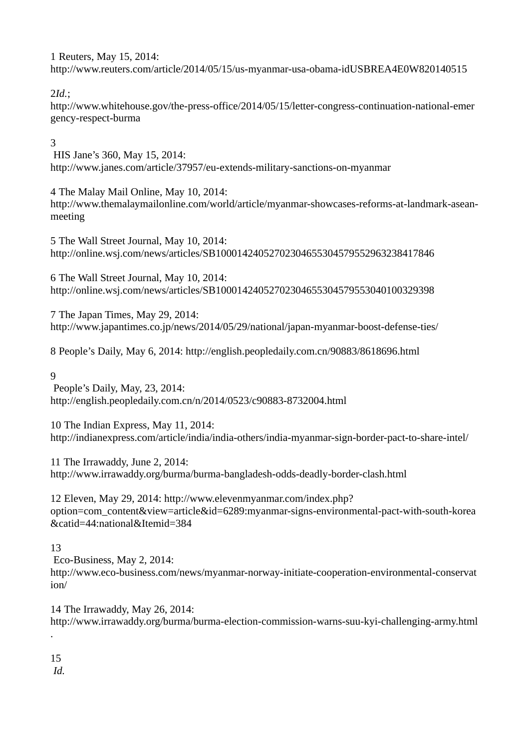1 Reuters, May 15, 2014: http://www.reuters.com/article/2014/05/15/us-myanmar-usa-obama-idUSBREA4E0W820140515

2 *Id.*; http://www.whitehouse.gov/the-press-office/2014/05/15/letter-congress-continuation-national-emergency-respect-burma

3 HIS Jane's 360, May 15, 2014: http://www.janes.com/article/37957/eu-extends-military-sanctions-on-myanmar

4 The Malay Mail Online, May 10, 2014: http://www.themalaymailonline.com/world/article/myanmar-showcases-reforms-at-landmark-asean-meeting

5 The Wall Street Journal, May 10, 2014: http://online.wsj.com/news/articles/SB10001424052702304655304579552963238417846

6 The Wall Street Journal, May 10, 2014: http://online.wsj.com/news/articles/SB10001424052702304655304579553040100329398

7 The Japan Times, May 29, 2014: http://www.japantimes.co.jp/news/2014/05/29/national/japan-myanmar-boost-defense-ties/

8 People's Daily, May 6, 2014: http://english.peopledaily.com.cn/90883/8618696.html

9 People's Daily, May, 23, 2014: http://english.peopledaily.com.cn/n/2014/0523/c90883-8732004.html

10 The Indian Express, May 11, 2014: http://indianexpress.com/article/india/india-others/india-myanmar-sign-border-pact-to-share-intel/

11 The Irrawaddy, June 2, 2014: http://www.irrawaddy.org/burma/burma-bangladesh-odds-deadly-border-clash.html

12 Eleven, May 29, 2014: http://www.elevenmyanmar.com/index.php?option=com_content&view=article&id=6289:myanmar-signs-environmental-pact-with-south-korea&catid=44:national&Itemid=384

13 Eco-Business, May 2, 2014: http://www.eco-business.com/news/myanmar-norway-initiate-cooperation-environmental-conservation/

14 The Irrawaddy, May 26, 2014: http://www.irrawaddy.org/burma/burma-election-commission-warns-suu-kyi-challenging-army.html.

15 *Id.*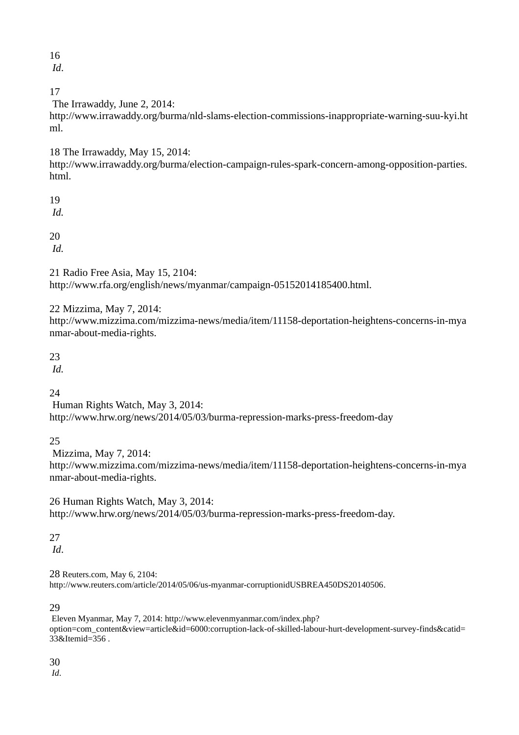16 *Id*.

17 The Irrawaddy, June 2, 2014: http://www.irrawaddy.org/burma/nld-slams-election-commissions-inappropriate-warning-suu-kyi.html.

18 The Irrawaddy, May 15, 2014: http://www.irrawaddy.org/burma/election-campaign-rules-spark-concern-among-opposition-parties.html.

19 *Id.*

20 *Id.*

21 Radio Free Asia, May 15, 2104: http://www.rfa.org/english/news/myanmar/campaign-05152014185400.html.

22 Mizzima, May 7, 2014: http://www.mizzima.com/mizzima-news/media/item/11158-deportation-heightens-concerns-in-myanmar-about-media-rights.

23 *Id.*

24 Human Rights Watch, May 3, 2014: http://www.hrw.org/news/2014/05/03/burma-repression-marks-press-freedom-day

25 Mizzima, May 7, 2014: http://www.mizzima.com/mizzima-news/media/item/11158-deportation-heightens-concerns-in-myanmar-about-media-rights.

26 Human Rights Watch, May 3, 2014: http://www.hrw.org/news/2014/05/03/burma-repression-marks-press-freedom-day.

27 *Id*.

28 Reuters.com, May 6, 2104: http://www.reuters.com/article/2014/05/06/us-myanmar-corruptionidUSBREA450DS20140506.

29 Eleven Myanmar, May 7, 2014: http://www.elevenmyanmar.com/index.php?option=com_content&view=article&id=6000:corruption-lack-of-skilled-labour-hurt-development-survey-finds&catid=33&Itemid=356 .

30 *Id*.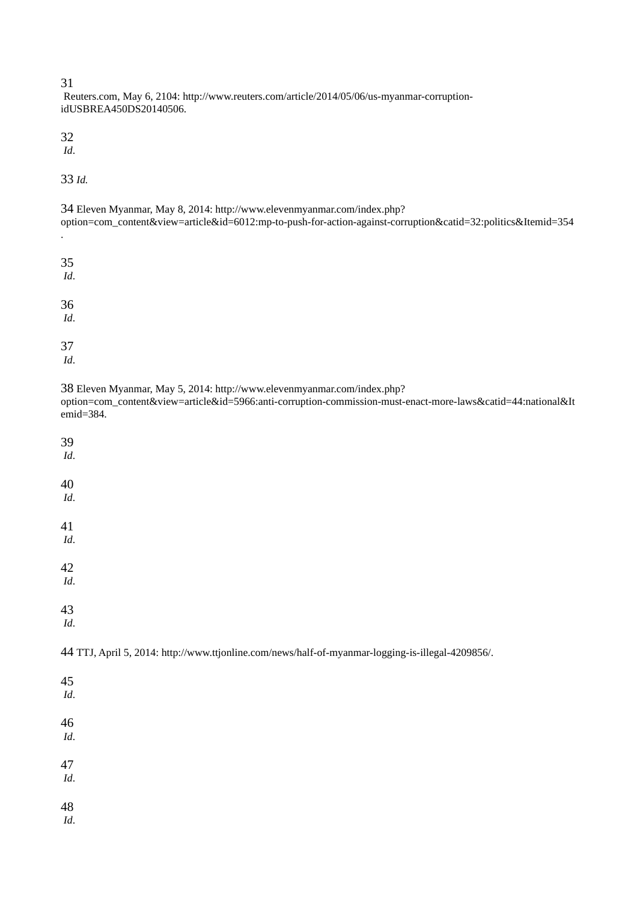31 Reuters.com, May 6, 2104: http://www.reuters.com/article/2014/05/06/us-myanmar-corruption-idUSBREA450DS20140506.

32 *Id*.

33 *Id.*

34 Eleven Myanmar, May 8, 2014: http://www.elevenmyanmar.com/index.php?option=com_content&view=article&id=6012:mp-to-push-for-action-against-corruption&catid=32:politics&Itemid=354.

35 *Id*.

36 *Id*.

37 *Id*.

38 Eleven Myanmar, May 5, 2014: http://www.elevenmyanmar.com/index.php?option=com_content&view=article&id=5966:anti-corruption-commission-must-enact-more-laws&catid=44:national&Itemid=384.

39 *Id*.

40 *Id*.

41 *Id*.

42 *Id*.

43 *Id*.

44 TTJ, April 5, 2014: http://www.ttjonline.com/news/half-of-myanmar-logging-is-illegal-4209856/.

45 *Id*.

46 *Id*.

47 *Id*.

48 *Id*.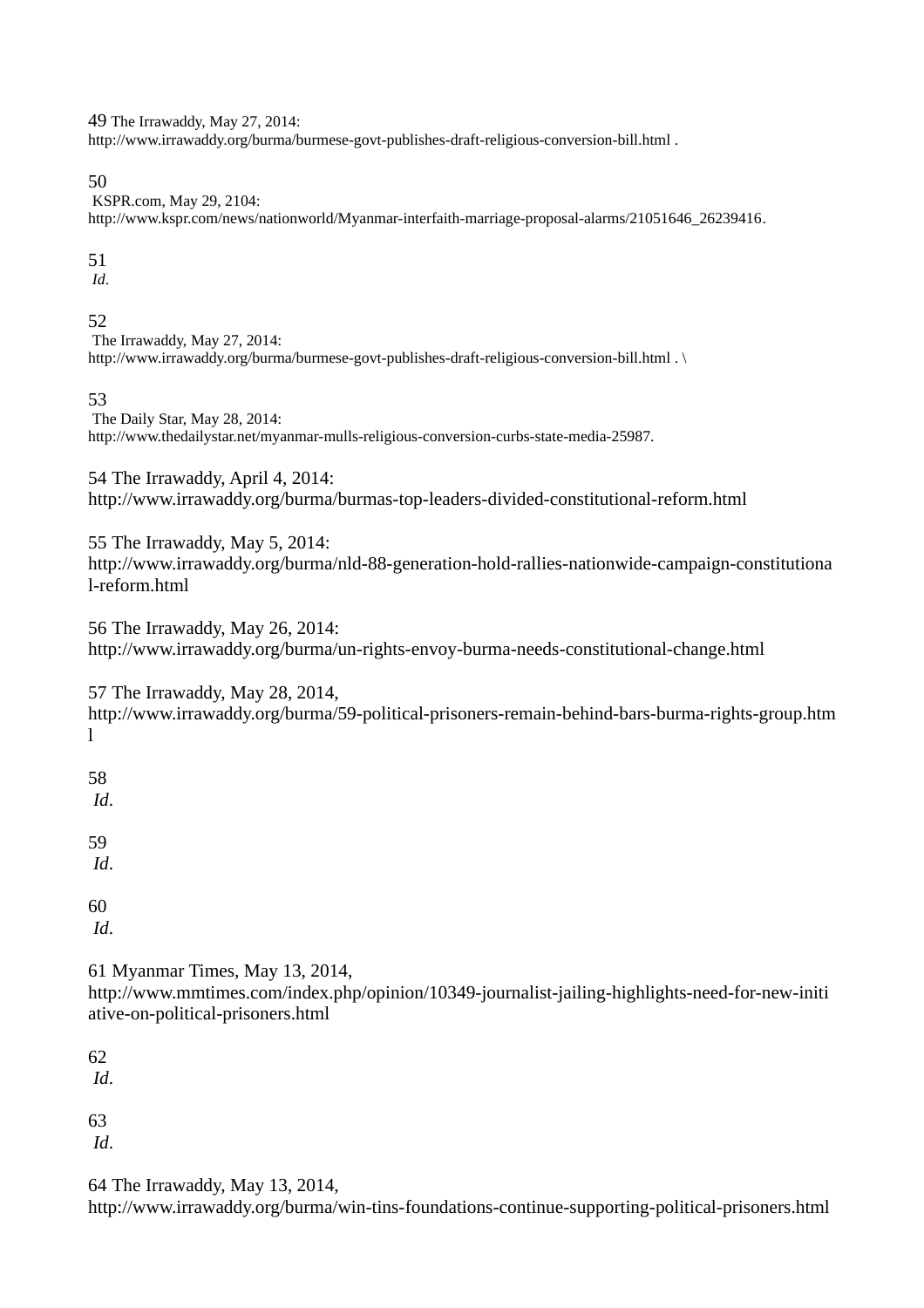49 The Irrawaddy, May 27, 2014: http://www.irrawaddy.org/burma/burmese-govt-publishes-draft-religious-conversion-bill.html .

50 KSPR.com, May 29, 2104: http://www.kspr.com/news/nationworld/Myanmar-interfaith-marriage-proposal-alarms/21051646_26239416.

51 *Id*.

52 The Irrawaddy, May 27, 2014: http://www.irrawaddy.org/burma/burmese-govt-publishes-draft-religious-conversion-bill.html . \

53 The Daily Star, May 28, 2014: http://www.thedailystar.net/myanmar-mulls-religious-conversion-curbs-state-media-25987.

54 The Irrawaddy, April 4, 2014: http://www.irrawaddy.org/burma/burmas-top-leaders-divided-constitutional-reform.html

55 The Irrawaddy, May 5, 2014: http://www.irrawaddy.org/burma/nld-88-generation-hold-rallies-nationwide-campaign-constitutional-reform.html

56 The Irrawaddy, May 26, 2014: http://www.irrawaddy.org/burma/un-rights-envoy-burma-needs-constitutional-change.html

57 The Irrawaddy, May 28, 2014, http://www.irrawaddy.org/burma/59-political-prisoners-remain-behind-bars-burma-rights-group.html

58 *Id*.

59 *Id*.

60 *Id*.

61 Myanmar Times, May 13, 2014, http://www.mmtimes.com/index.php/opinion/10349-journalist-jailing-highlights-need-for-new-initiative-on-political-prisoners.html

62 *Id*.

63 *Id*.

64 The Irrawaddy, May 13, 2014, http://www.irrawaddy.org/burma/win-tins-foundations-continue-supporting-political-prisoners.html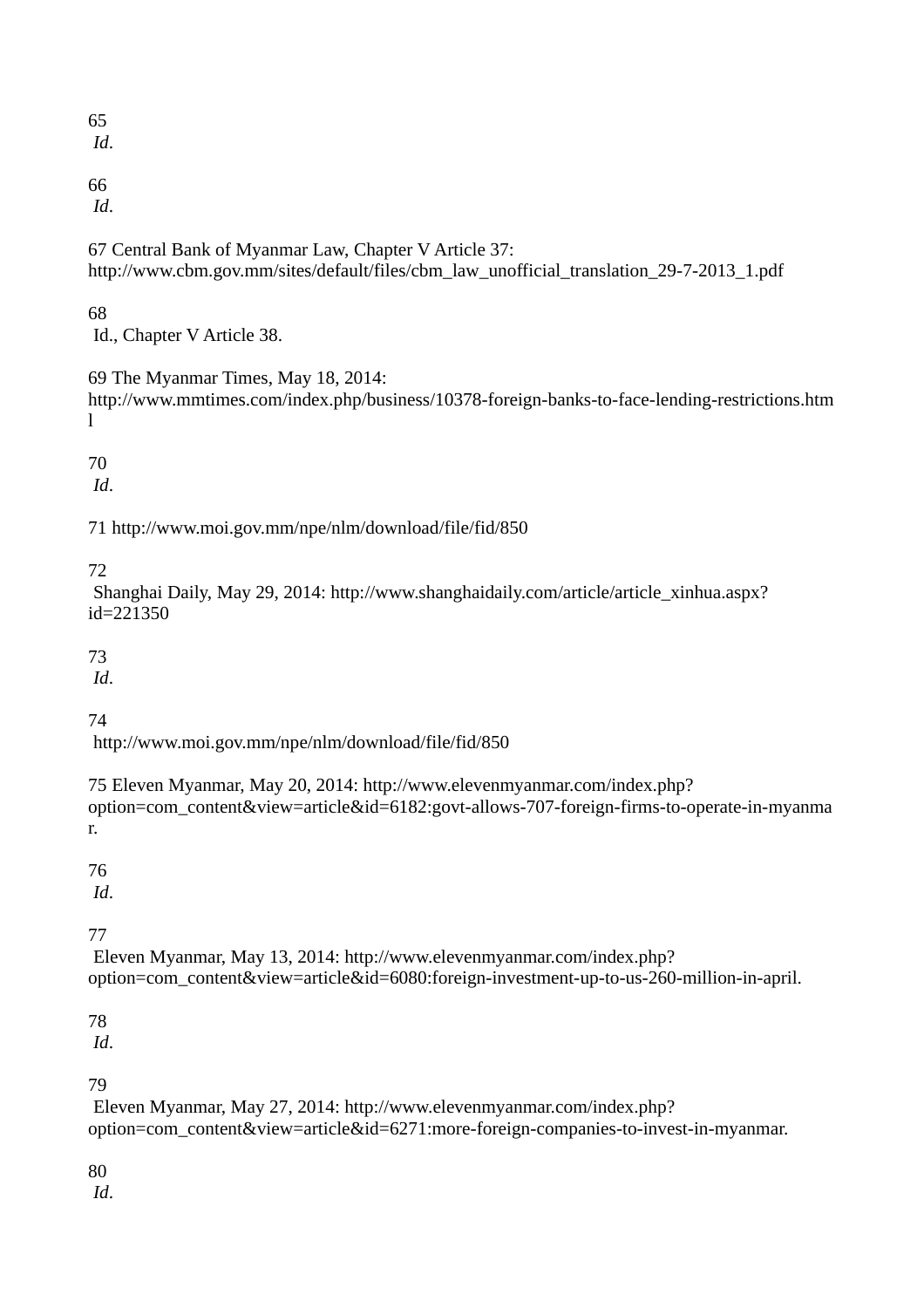65 *Id*.

66 *Id*.

67 Central Bank of Myanmar Law, Chapter V Article 37: http://www.cbm.gov.mm/sites/default/files/cbm_law_unofficial_translation_29-7-2013_1.pdf

68 Id., Chapter V Article 38.

69 The Myanmar Times, May 18, 2014: http://www.mmtimes.com/index.php/business/10378-foreign-banks-to-face-lending-restrictions.html

70 *Id*.

71 http://www.moi.gov.mm/npe/nlm/download/file/fid/850

72 Shanghai Daily, May 29, 2014: http://www.shanghaidaily.com/article/article_xinhua.aspx?id=221350

73 *Id*.

74 http://www.moi.gov.mm/npe/nlm/download/file/fid/850

75 Eleven Myanmar, May 20, 2014: http://www.elevenmyanmar.com/index.php?option=com_content&view=article&id=6182:govt-allows-707-foreign-firms-to-operate-in-myanmar.

76 *Id*.

77 Eleven Myanmar, May 13, 2014: http://www.elevenmyanmar.com/index.php?option=com_content&view=article&id=6080:foreign-investment-up-to-us-260-million-in-april.

78 *Id*.

79 Eleven Myanmar, May 27, 2014: http://www.elevenmyanmar.com/index.php?option=com_content&view=article&id=6271:more-foreign-companies-to-invest-in-myanmar.

80 *Id*.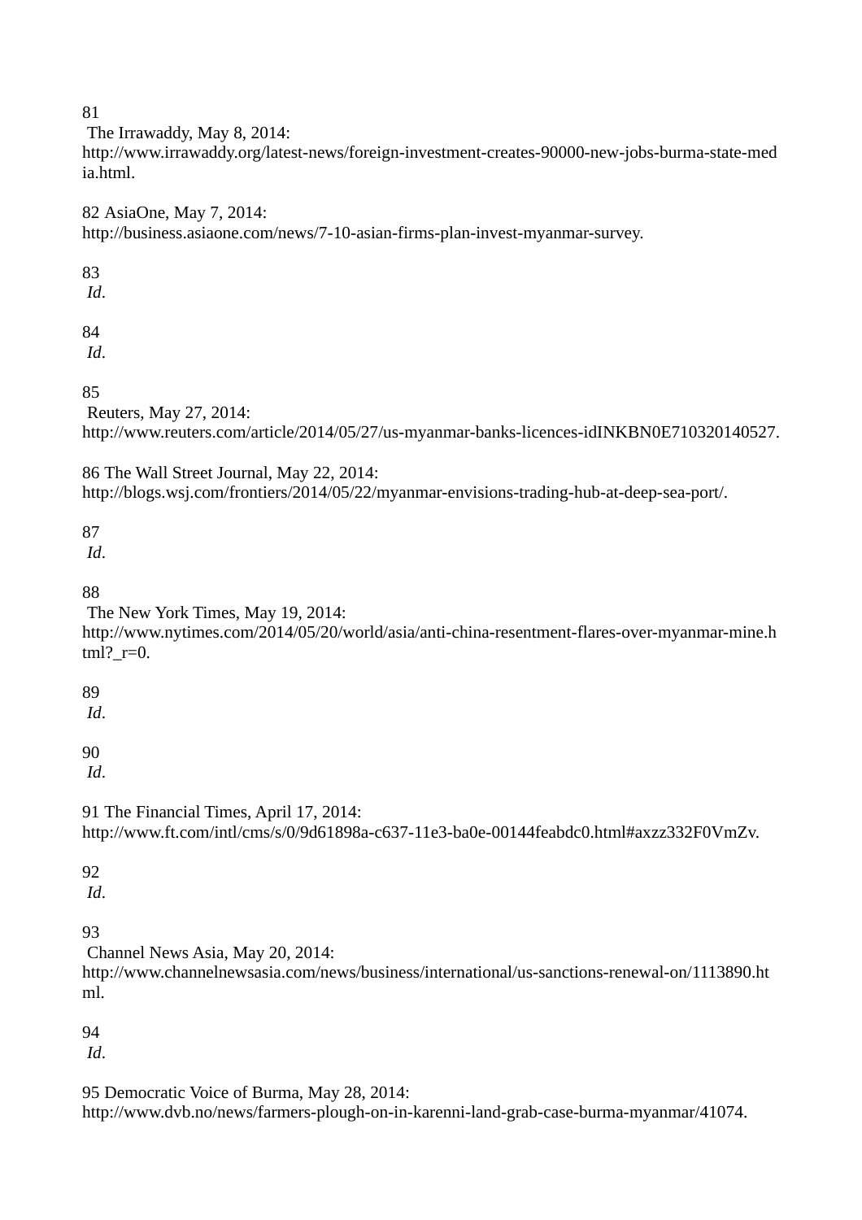81 The Irrawaddy, May 8, 2014: http://www.irrawaddy.org/latest-news/foreign-investment-creates-90000-new-jobs-burma-state-media.html.

82 AsiaOne, May 7, 2014: http://business.asiaone.com/news/7-10-asian-firms-plan-invest-myanmar-survey.

83 *Id*.

84 *Id*.

85 Reuters, May 27, 2014: http://www.reuters.com/article/2014/05/27/us-myanmar-banks-licences-idINKBN0E710320140527.

86 The Wall Street Journal, May 22, 2014: http://blogs.wsj.com/frontiers/2014/05/22/myanmar-envisions-trading-hub-at-deep-sea-port/.

87 *Id*.

88 The New York Times, May 19, 2014: http://www.nytimes.com/2014/05/20/world/asia/anti-china-resentment-flares-over-myanmar-mine.html?_r=0.

89 *Id*.

90 *Id*.

91 The Financial Times, April 17, 2014: http://www.ft.com/intl/cms/s/0/9d61898a-c637-11e3-ba0e-00144feabdc0.html#axzz332F0VmZv.

92 *Id*.

93 Channel News Asia, May 20, 2014: http://www.channelnewsasia.com/news/business/international/us-sanctions-renewal-on/1113890.html.

94 *Id*.

95 Democratic Voice of Burma, May 28, 2014: http://www.dvb.no/news/farmers-plough-on-in-karenni-land-grab-case-burma-myanmar/41074.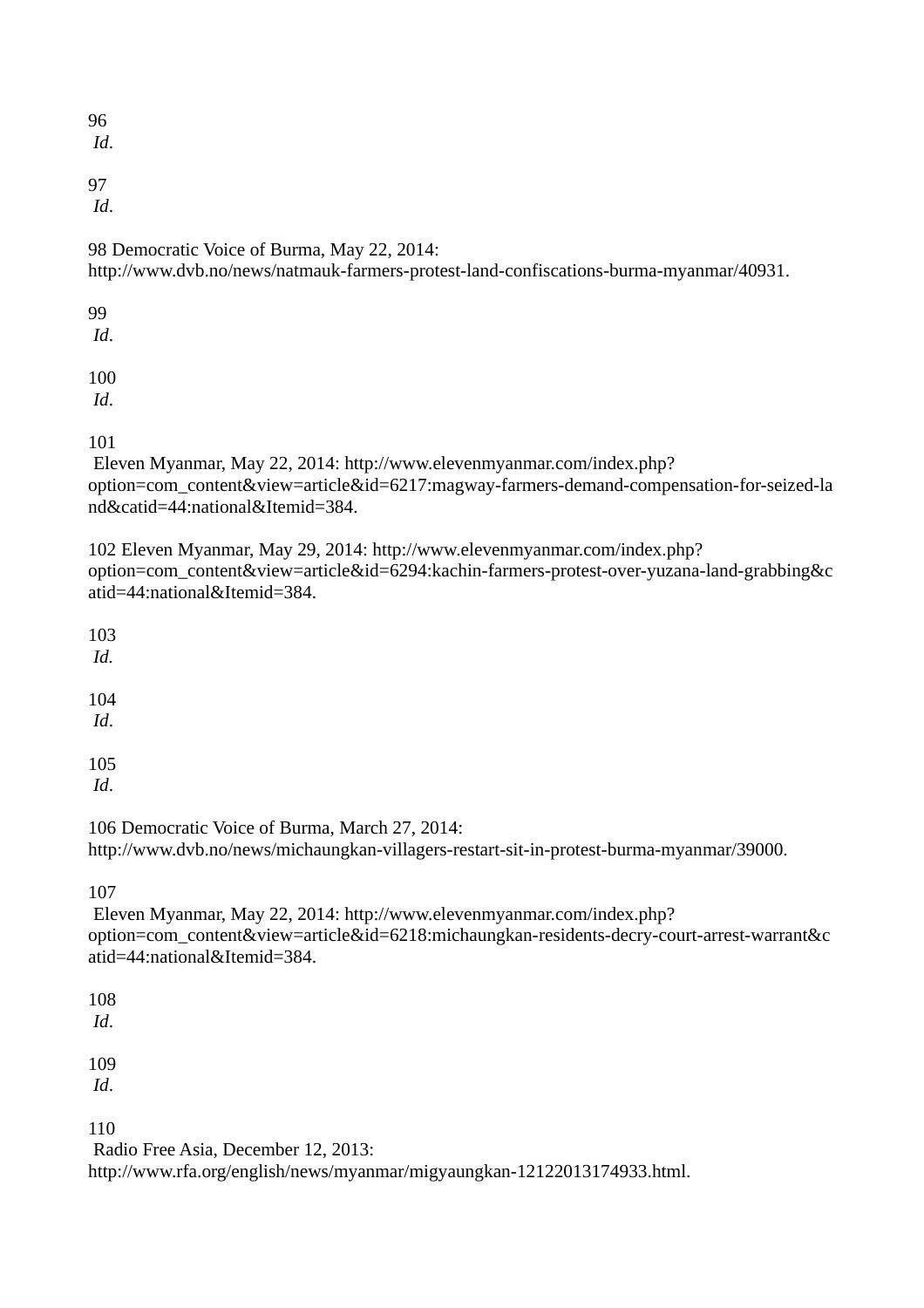96 *Id*.

97 *Id*.

98 Democratic Voice of Burma, May 22, 2014: http://www.dvb.no/news/natmauk-farmers-protest-land-confiscations-burma-myanmar/40931.

99 *Id*.

100 *Id*.

101 Eleven Myanmar, May 22, 2014: http://www.elevenmyanmar.com/index.php?option=com_content&view=article&id=6217:magway-farmers-demand-compensation-for-seized-land&catid=44:national&Itemid=384.

102 Eleven Myanmar, May 29, 2014: http://www.elevenmyanmar.com/index.php?option=com_content&view=article&id=6294:kachin-farmers-protest-over-yuzana-land-grabbing&catid=44:national&Itemid=384.

103 *Id.*

104 *Id*.

105 *Id*.

106 Democratic Voice of Burma, March 27, 2014: http://www.dvb.no/news/michaungkan-villagers-restart-sit-in-protest-burma-myanmar/39000.

107 Eleven Myanmar, May 22, 2014: http://www.elevenmyanmar.com/index.php?option=com_content&view=article&id=6218:michaungkan-residents-decry-court-arrest-warrant&catid=44:national&Itemid=384.

108 *Id*.

109 *Id*.

110 Radio Free Asia, December 12, 2013: http://www.rfa.org/english/news/myanmar/migyaungkan-12122013174933.html.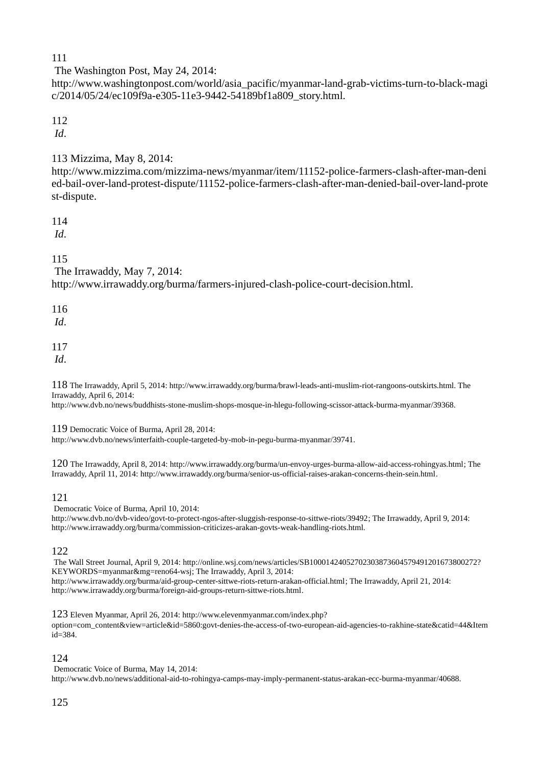111 The Washington Post, May 24, 2014: http://www.washingtonpost.com/world/asia_pacific/myanmar-land-grab-victims-turn-to-black-magic/2014/05/24/ec109f9a-e305-11e3-9442-54189bf1a809_story.html.

112 *Id*.

113 Mizzima, May 8, 2014: http://www.mizzima.com/mizzima-news/myanmar/item/11152-police-farmers-clash-after-man-denied-bail-over-land-protest-dispute/11152-police-farmers-clash-after-man-denied-bail-over-land-protest-dispute.

114 *Id*.

115 The Irrawaddy, May 7, 2014: http://www.irrawaddy.org/burma/farmers-injured-clash-police-court-decision.html.

116 *Id*.

117 *Id*.

118 The Irrawaddy, April 5, 2014: http://www.irrawaddy.org/burma/brawl-leads-anti-muslim-riot-rangoons-outskirts.html. The Irrawaddy, April 6, 2014: http://www.dvb.no/news/buddhists-stone-muslim-shops-mosque-in-hlegu-following-scissor-attack-burma-myanmar/39368.

119 Democratic Voice of Burma, April 28, 2014: http://www.dvb.no/news/interfaith-couple-targeted-by-mob-in-pegu-burma-myanmar/39741.

120 The Irrawaddy, April 8, 2014: http://www.irrawaddy.org/burma/un-envoy-urges-burma-allow-aid-access-rohingyas.html; The Irrawaddy, April 11, 2014: http://www.irrawaddy.org/burma/senior-us-official-raises-arakan-concerns-thein-sein.html.

121 Democratic Voice of Burma, April 10, 2014: http://www.dvb.no/dvb-video/govt-to-protect-ngos-after-sluggish-response-to-sittwe-riots/39492; The Irrawaddy, April 9, 2014: http://www.irrawaddy.org/burma/commission-criticizes-arakan-govts-weak-handling-riots.html.

122 The Wall Street Journal, April 9, 2014: http://online.wsj.com/news/articles/SB10001424052702303873604579491201673800272?KEYWORDS=myanmar&mg=reno64-wsj; The Irrawaddy, April 3, 2014: http://www.irrawaddy.org/burma/aid-group-center-sittwe-riots-return-arakan-official.html; The Irrawaddy, April 21, 2014: http://www.irrawaddy.org/burma/foreign-aid-groups-return-sittwe-riots.html.

123 Eleven Myanmar, April 26, 2014: http://www.elevenmyanmar.com/index.php?option=com_content&view=article&id=5860:govt-denies-the-access-of-two-european-aid-agencies-to-rakhine-state&catid=44&Itemid=384.

124 Democratic Voice of Burma, May 14, 2014: http://www.dvb.no/news/additional-aid-to-rohingya-camps-may-imply-permanent-status-arakan-ecc-burma-myanmar/40688.

125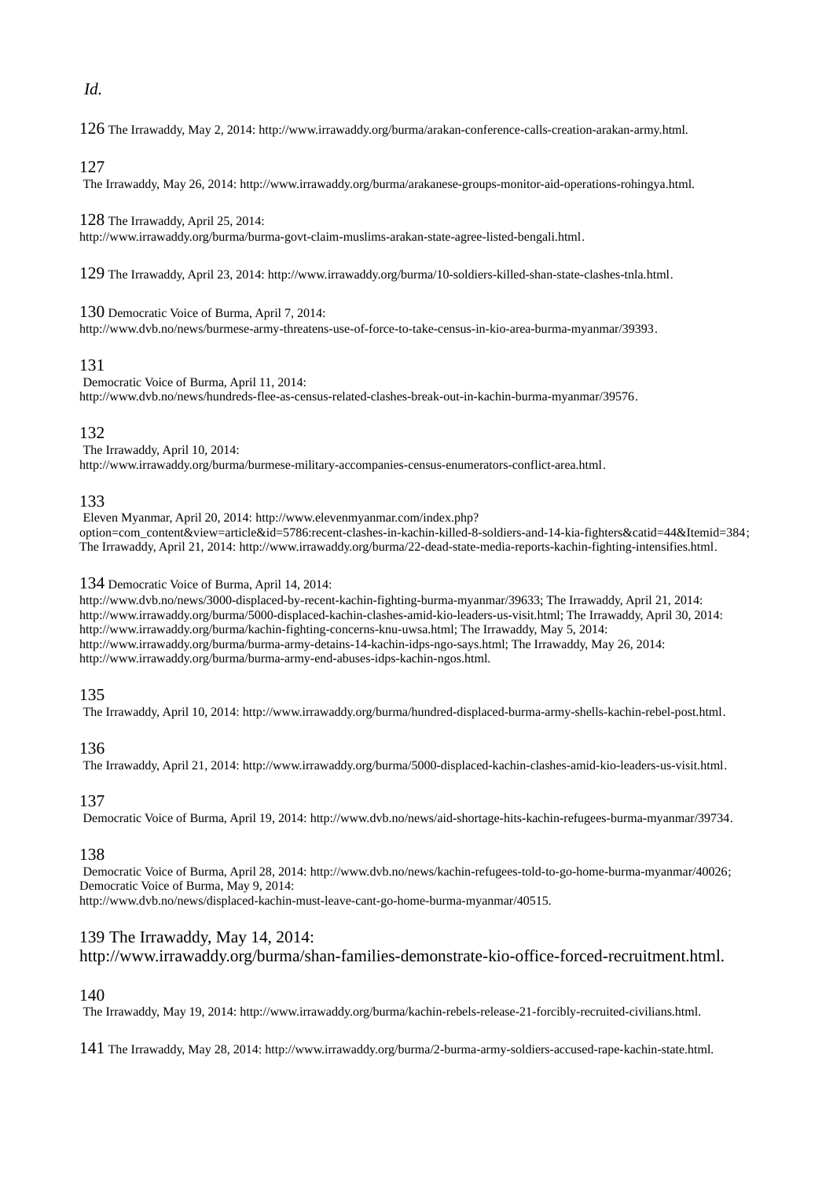*Id.*

126 The Irrawaddy, May 2, 2014: http://www.irrawaddy.org/burma/arakan-conference-calls-creation-arakan-army.html.

127 The Irrawaddy, May 26, 2014: http://www.irrawaddy.org/burma/arakanese-groups-monitor-aid-operations-rohingya.html.

128 The Irrawaddy, April 25, 2014: http://www.irrawaddy.org/burma/burma-govt-claim-muslims-arakan-state-agree-listed-bengali.html.

129 The Irrawaddy, April 23, 2014: http://www.irrawaddy.org/burma/10-soldiers-killed-shan-state-clashes-tnla.html.

130 Democratic Voice of Burma, April 7, 2014: http://www.dvb.no/news/burmese-army-threatens-use-of-force-to-take-census-in-kio-area-burma-myanmar/39393.

131 Democratic Voice of Burma, April 11, 2014: http://www.dvb.no/news/hundreds-flee-as-census-related-clashes-break-out-in-kachin-burma-myanmar/39576.

132 The Irrawaddy, April 10, 2014: http://www.irrawaddy.org/burma/burmese-military-accompanies-census-enumerators-conflict-area.html.

133 Eleven Myanmar, April 20, 2014: http://www.elevenmyanmar.com/index.php?option=com_content&view=article&id=5786:recent-clashes-in-kachin-killed-8-soldiers-and-14-kia-fighters&catid=44&Itemid=384; The Irrawaddy, April 21, 2014: http://www.irrawaddy.org/burma/22-dead-state-media-reports-kachin-fighting-intensifies.html.

134 Democratic Voice of Burma, April 14, 2014: http://www.dvb.no/news/3000-displaced-by-recent-kachin-fighting-burma-myanmar/39633; The Irrawaddy, April 21, 2014: http://www.irrawaddy.org/burma/5000-displaced-kachin-clashes-amid-kio-leaders-us-visit.html; The Irrawaddy, April 30, 2014: http://www.irrawaddy.org/burma/kachin-fighting-concerns-knu-uwsa.html; The Irrawaddy, May 5, 2014: http://www.irrawaddy.org/burma/burma-army-detains-14-kachin-idps-ngo-says.html; The Irrawaddy, May 26, 2014: http://www.irrawaddy.org/burma/burma-army-end-abuses-idps-kachin-ngos.html.

135 The Irrawaddy, April 10, 2014: http://www.irrawaddy.org/burma/hundred-displaced-burma-army-shells-kachin-rebel-post.html.

136 The Irrawaddy, April 21, 2014: http://www.irrawaddy.org/burma/5000-displaced-kachin-clashes-amid-kio-leaders-us-visit.html.

137 Democratic Voice of Burma, April 19, 2014: http://www.dvb.no/news/aid-shortage-hits-kachin-refugees-burma-myanmar/39734.

138 Democratic Voice of Burma, April 28, 2014: http://www.dvb.no/news/kachin-refugees-told-to-go-home-burma-myanmar/40026; Democratic Voice of Burma, May 9, 2014: http://www.dvb.no/news/displaced-kachin-must-leave-cant-go-home-burma-myanmar/40515.

139 The Irrawaddy, May 14, 2014: http://www.irrawaddy.org/burma/shan-families-demonstrate-kio-office-forced-recruitment.html.

140 The Irrawaddy, May 19, 2014: http://www.irrawaddy.org/burma/kachin-rebels-release-21-forcibly-recruited-civilians.html.

141 The Irrawaddy, May 28, 2014: http://www.irrawaddy.org/burma/2-burma-army-soldiers-accused-rape-kachin-state.html.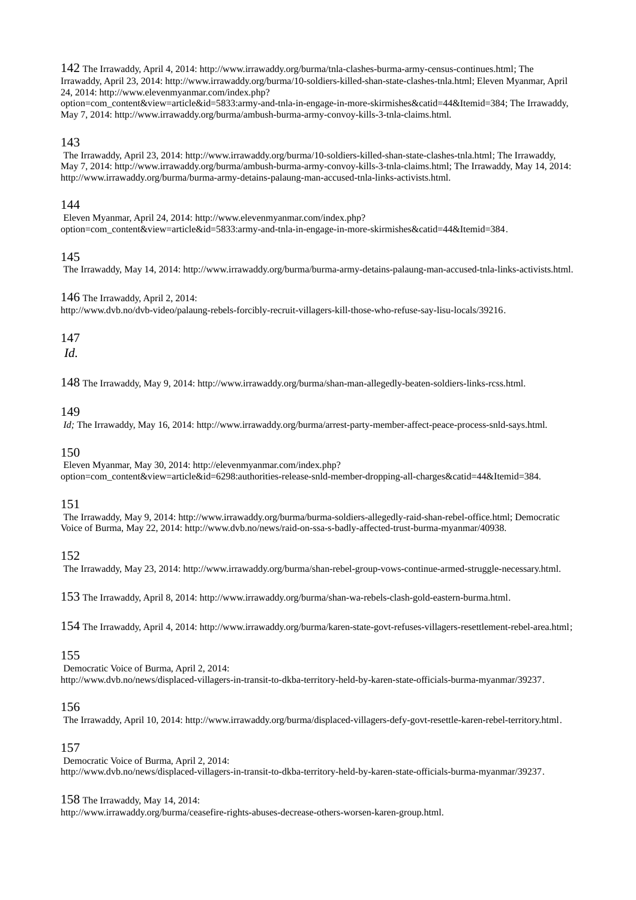142 The Irrawaddy, April 4, 2014: http://www.irrawaddy.org/burma/tnla-clashes-burma-army-census-continues.html; The Irrawaddy, April 23, 2014: http://www.irrawaddy.org/burma/10-soldiers-killed-shan-state-clashes-tnla.html; Eleven Myanmar, April 24, 2014: http://www.elevenmyanmar.com/index.php?option=com_content&view=article&id=5833:army-and-tnla-in-engage-in-more-skirmishes&catid=44&Itemid=384; The Irrawaddy, May 7, 2014: http://www.irrawaddy.org/burma/ambush-burma-army-convoy-kills-3-tnla-claims.html.

143 The Irrawaddy, April 23, 2014: http://www.irrawaddy.org/burma/10-soldiers-killed-shan-state-clashes-tnla.html; The Irrawaddy, May 7, 2014: http://www.irrawaddy.org/burma/ambush-burma-army-convoy-kills-3-tnla-claims.html; The Irrawaddy, May 14, 2014: http://www.irrawaddy.org/burma/burma-army-detains-palaung-man-accused-tnla-links-activists.html.

144 Eleven Myanmar, April 24, 2014: http://www.elevenmyanmar.com/index.php?option=com_content&view=article&id=5833:army-and-tnla-in-engage-in-more-skirmishes&catid=44&Itemid=384.

145 The Irrawaddy, May 14, 2014: http://www.irrawaddy.org/burma/burma-army-detains-palaung-man-accused-tnla-links-activists.html.

146 The Irrawaddy, April 2, 2014: http://www.dvb.no/dvb-video/palaung-rebels-forcibly-recruit-villagers-kill-those-who-refuse-say-lisu-locals/39216.

147 *Id.*

148 The Irrawaddy, May 9, 2014: http://www.irrawaddy.org/burma/shan-man-allegedly-beaten-soldiers-links-rcss.html.

149 *Id;* The Irrawaddy, May 16, 2014: http://www.irrawaddy.org/burma/arrest-party-member-affect-peace-process-snld-says.html.

150 Eleven Myanmar, May 30, 2014: http://elevenmyanmar.com/index.php?option=com_content&view=article&id=6298:authorities-release-snld-member-dropping-all-charges&catid=44&Itemid=384.

151 The Irrawaddy, May 9, 2014: http://www.irrawaddy.org/burma/burma-soldiers-allegedly-raid-shan-rebel-office.html; Democratic Voice of Burma, May 22, 2014: http://www.dvb.no/news/raid-on-ssa-s-badly-affected-trust-burma-myanmar/40938.

152 The Irrawaddy, May 23, 2014: http://www.irrawaddy.org/burma/shan-rebel-group-vows-continue-armed-struggle-necessary.html.

153 The Irrawaddy, April 8, 2014: http://www.irrawaddy.org/burma/shan-wa-rebels-clash-gold-eastern-burma.html.

154 The Irrawaddy, April 4, 2014: http://www.irrawaddy.org/burma/karen-state-govt-refuses-villagers-resettlement-rebel-area.html;

155 Democratic Voice of Burma, April 2, 2014: http://www.dvb.no/news/displaced-villagers-in-transit-to-dkba-territory-held-by-karen-state-officials-burma-myanmar/39237.

156 The Irrawaddy, April 10, 2014: http://www.irrawaddy.org/burma/displaced-villagers-defy-govt-resettle-karen-rebel-territory.html.

157 Democratic Voice of Burma, April 2, 2014: http://www.dvb.no/news/displaced-villagers-in-transit-to-dkba-territory-held-by-karen-state-officials-burma-myanmar/39237.

158 The Irrawaddy, May 14, 2014: http://www.irrawaddy.org/burma/ceasefire-rights-abuses-decrease-others-worsen-karen-group.html.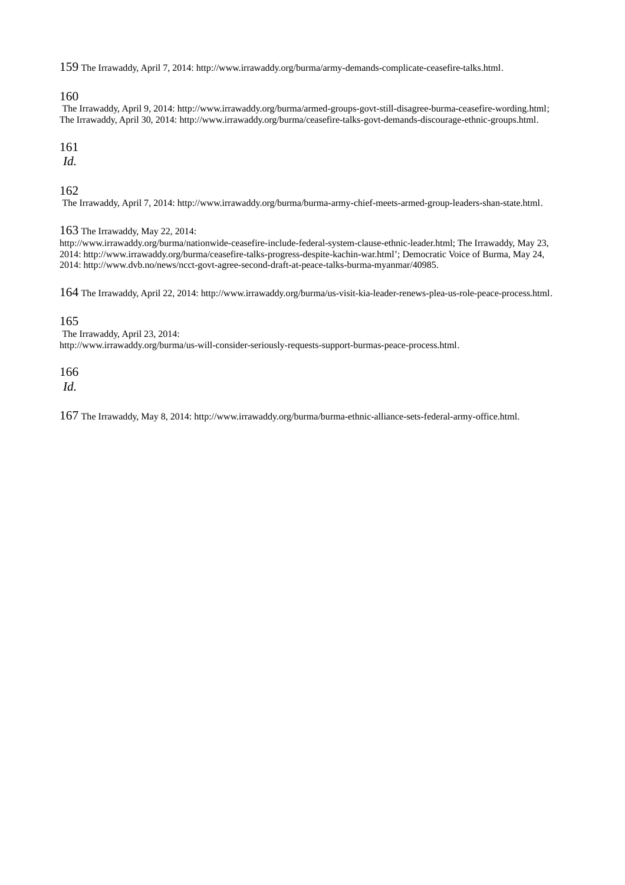159 The Irrawaddy, April 7, 2014: http://www.irrawaddy.org/burma/army-demands-complicate-ceasefire-talks.html.

160 The Irrawaddy, April 9, 2014: http://www.irrawaddy.org/burma/armed-groups-govt-still-disagree-burma-ceasefire-wording.html; The Irrawaddy, April 30, 2014: http://www.irrawaddy.org/burma/ceasefire-talks-govt-demands-discourage-ethnic-groups.html.

161 *Id.*

162 The Irrawaddy, April 7, 2014: http://www.irrawaddy.org/burma/burma-army-chief-meets-armed-group-leaders-shan-state.html.

163 The Irrawaddy, May 22, 2014: http://www.irrawaddy.org/burma/nationwide-ceasefire-include-federal-system-clause-ethnic-leader.html; The Irrawaddy, May 23, 2014: http://www.irrawaddy.org/burma/ceasefire-talks-progress-despite-kachin-war.html'; Democratic Voice of Burma, May 24, 2014: http://www.dvb.no/news/ncct-govt-agree-second-draft-at-peace-talks-burma-myanmar/40985.

164 The Irrawaddy, April 22, 2014: http://www.irrawaddy.org/burma/us-visit-kia-leader-renews-plea-us-role-peace-process.html.

165 The Irrawaddy, April 23, 2014: http://www.irrawaddy.org/burma/us-will-consider-seriously-requests-support-burmas-peace-process.html.

166 *Id.*

167 The Irrawaddy, May 8, 2014: http://www.irrawaddy.org/burma/burma-ethnic-alliance-sets-federal-army-office.html.